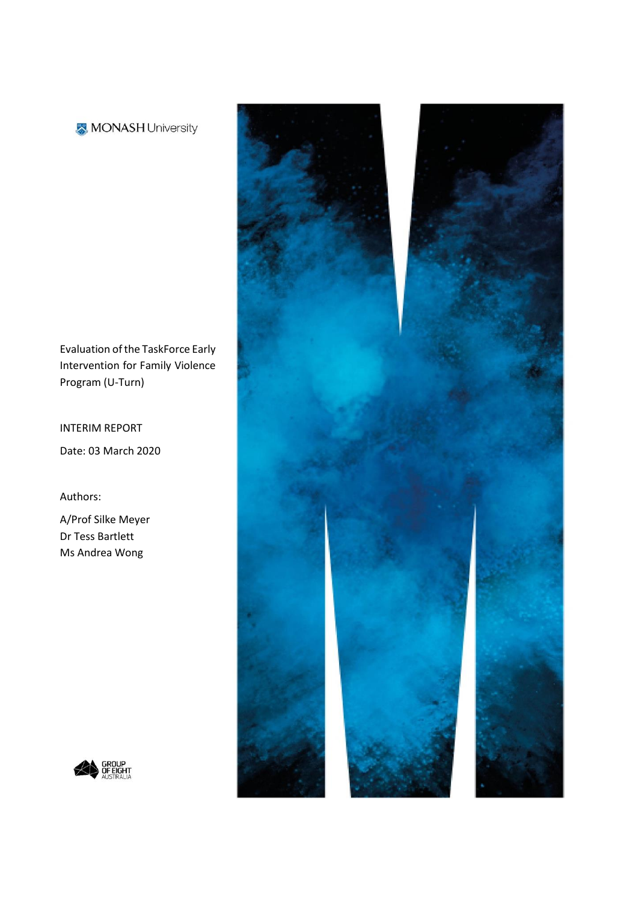MONASH University

# Evaluation of the TaskForce Early Intervention for Family Violence Program (U-Turn)

INTERIM REPORT

Date: 03 March 2020

Authors:

A/Prof Silke Meyer
Dr Tess Bartlett
Ms Andrea Wong

GROUP OF EIGHT AUSTRALIA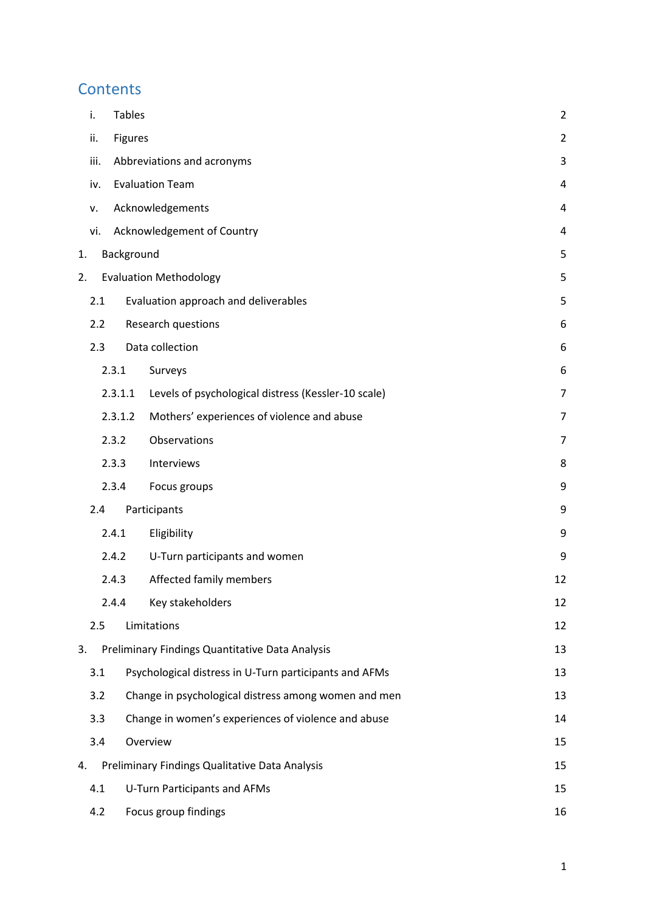# Contents

| | | |
|---|---|---|
| i. | Tables | 2 |
| ii. | Figures | 2 |
| iii. | Abbreviations and acronyms | 3 |
| iv. | Evaluation Team | 4 |
| v. | Acknowledgements | 4 |
| vi. | Acknowledgement of Country | 4 |
| 1. | Background | 5 |
| 2. | Evaluation Methodology | 5 |
| 2.1 | Evaluation approach and deliverables | 5 |
| 2.2 | Research questions | 6 |
| 2.3 | Data collection | 6 |
| 2.3.1 | Surveys | 6 |
| 2.3.1.1 | Levels of psychological distress (Kessler-10 scale) | 7 |
| 2.3.1.2 | Mothers' experiences of violence and abuse | 7 |
| 2.3.2 | Observations | 7 |
| 2.3.3 | Interviews | 8 |
| 2.3.4 | Focus groups | 9 |
| 2.4 | Participants | 9 |
| 2.4.1 | Eligibility | 9 |
| 2.4.2 | U-Turn participants and women | 9 |
| 2.4.3 | Affected family members | 12 |
| 2.4.4 | Key stakeholders | 12 |
| 2.5 | Limitations | 12 |
| 3. | Preliminary Findings Quantitative Data Analysis | 13 |
| 3.1 | Psychological distress in U-Turn participants and AFMs | 13 |
| 3.2 | Change in psychological distress among women and men | 13 |
| 3.3 | Change in women's experiences of violence and abuse | 14 |
| 3.4 | Overview | 15 |
| 4. | Preliminary Findings Qualitative Data Analysis | 15 |
| 4.1 | U-Turn Participants and AFMs | 15 |
| 4.2 | Focus group findings | 16 |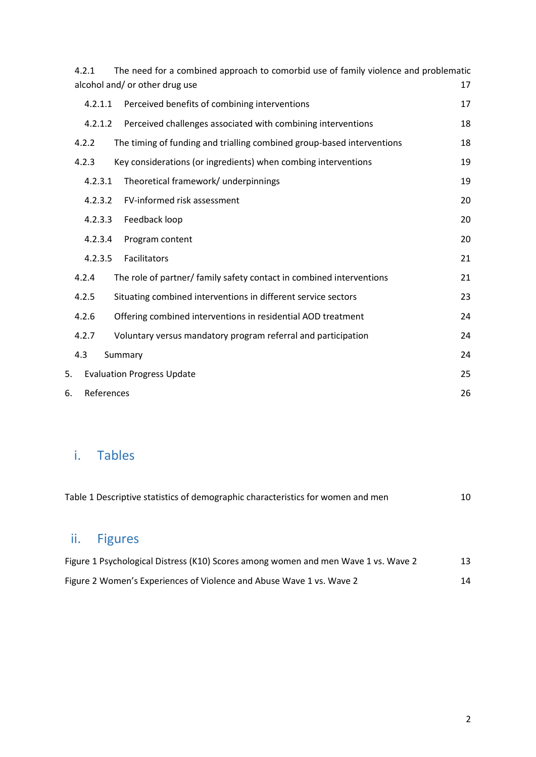4.2.1 The need for a combined approach to comorbid use of family violence and problematic alcohol and/ or other drug use 17

4.2.1.1 Perceived benefits of combining interventions 17

4.2.1.2 Perceived challenges associated with combining interventions 18

4.2.2 The timing of funding and trialling combined group-based interventions 18

4.2.3 Key considerations (or ingredients) when combing interventions 19

4.2.3.1 Theoretical framework/ underpinnings 19

4.2.3.2 FV-informed risk assessment 20

4.2.3.3 Feedback loop 20

4.2.3.4 Program content 20

4.2.3.5 Facilitators 21

4.2.4 The role of partner/ family safety contact in combined interventions 21

4.2.5 Situating combined interventions in different service sectors 23

4.2.6 Offering combined interventions in residential AOD treatment 24

4.2.7 Voluntary versus mandatory program referral and participation 24

4.3 Summary 24

5. Evaluation Progress Update 25

6. References 26

## i. Tables

Table 1 Descriptive statistics of demographic characteristics for women and men 10

## ii. Figures

Figure 1 Psychological Distress (K10) Scores among women and men Wave 1 vs. Wave 2 13

Figure 2 Women's Experiences of Violence and Abuse Wave 1 vs. Wave 2 14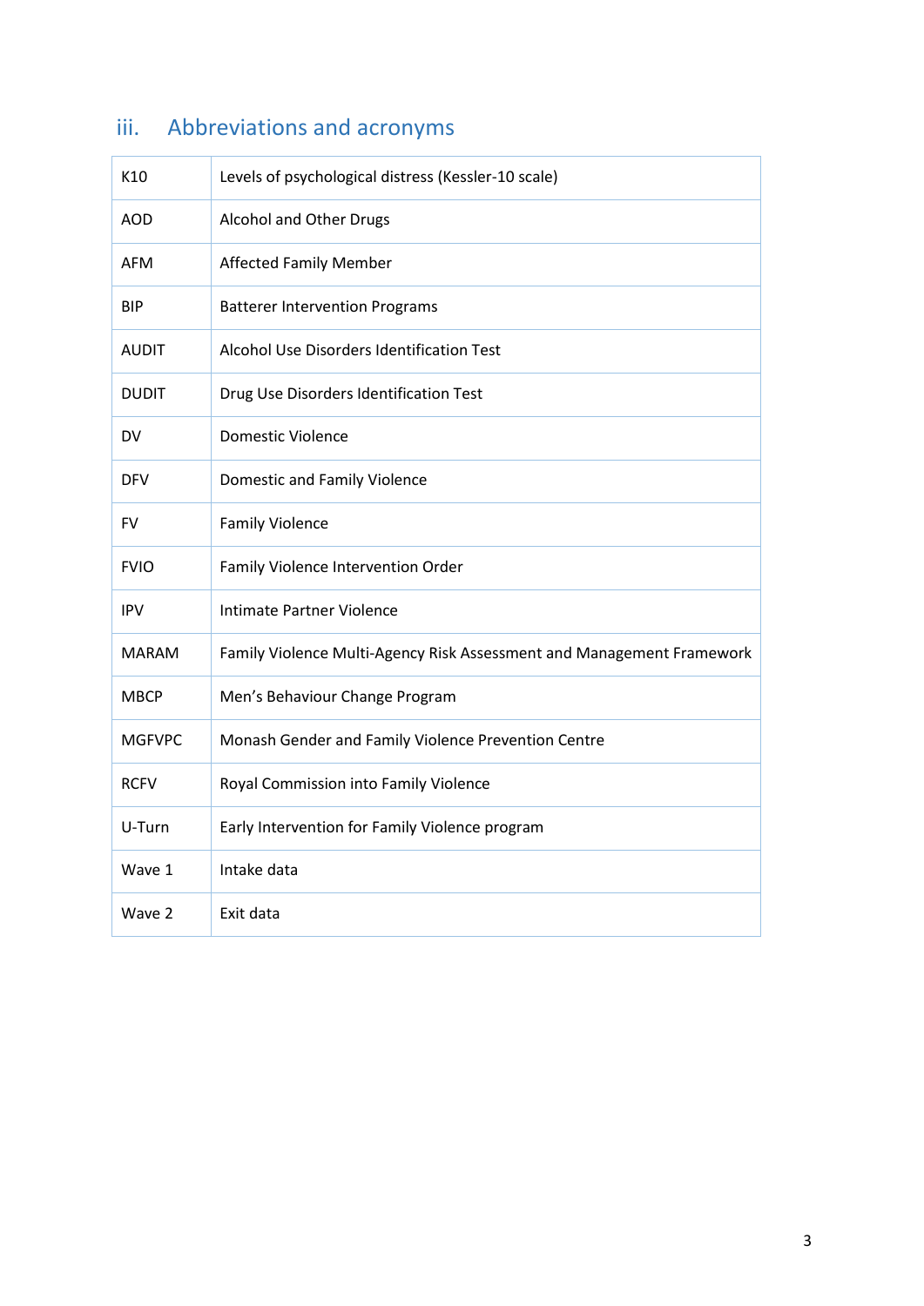## iii. Abbreviations and acronyms

| | |
|---|---|
| K10 | Levels of psychological distress (Kessler-10 scale) |
| AOD | Alcohol and Other Drugs |
| AFM | Affected Family Member |
| BIP | Batterer Intervention Programs |
| AUDIT | Alcohol Use Disorders Identification Test |
| DUDIT | Drug Use Disorders Identification Test |
| DV | Domestic Violence |
| DFV | Domestic and Family Violence |
| FV | Family Violence |
| FVIO | Family Violence Intervention Order |
| IPV | Intimate Partner Violence |
| MARAM | Family Violence Multi-Agency Risk Assessment and Management Framework |
| MBCP | Men's Behaviour Change Program |
| MGFVPC | Monash Gender and Family Violence Prevention Centre |
| RCFV | Royal Commission into Family Violence |
| U-Turn | Early Intervention for Family Violence program |
| Wave 1 | Intake data |
| Wave 2 | Exit data |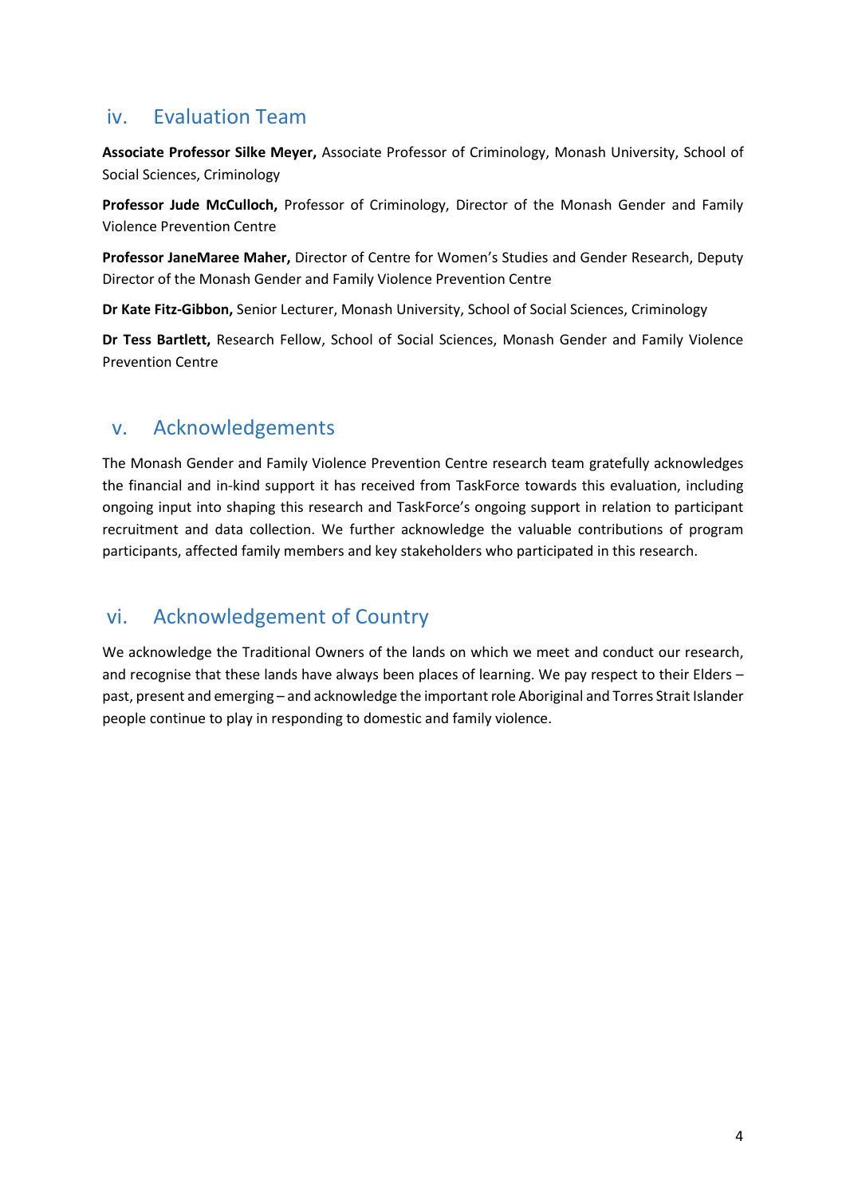## iv. Evaluation Team

**Associate Professor Silke Meyer,** Associate Professor of Criminology, Monash University, School of Social Sciences, Criminology

**Professor Jude McCulloch,** Professor of Criminology, Director of the Monash Gender and Family Violence Prevention Centre

**Professor JaneMaree Maher,** Director of Centre for Women's Studies and Gender Research, Deputy Director of the Monash Gender and Family Violence Prevention Centre

**Dr Kate Fitz-Gibbon,** Senior Lecturer, Monash University, School of Social Sciences, Criminology

**Dr Tess Bartlett,** Research Fellow, School of Social Sciences, Monash Gender and Family Violence Prevention Centre

## v. Acknowledgements

The Monash Gender and Family Violence Prevention Centre research team gratefully acknowledges the financial and in-kind support it has received from TaskForce towards this evaluation, including ongoing input into shaping this research and TaskForce's ongoing support in relation to participant recruitment and data collection. We further acknowledge the valuable contributions of program participants, affected family members and key stakeholders who participated in this research.

## vi. Acknowledgement of Country

We acknowledge the Traditional Owners of the lands on which we meet and conduct our research, and recognise that these lands have always been places of learning. We pay respect to their Elders – past, present and emerging – and acknowledge the important role Aboriginal and Torres Strait Islander people continue to play in responding to domestic and family violence.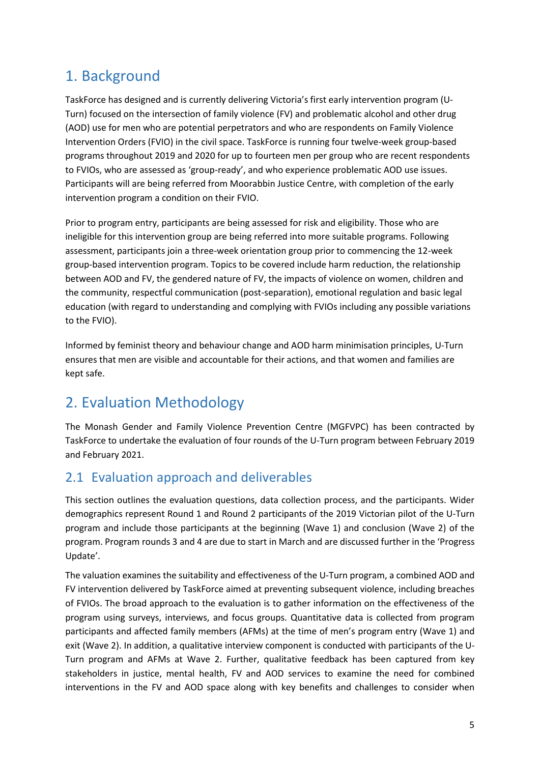# 1. Background

TaskForce has designed and is currently delivering Victoria's first early intervention program (U-Turn) focused on the intersection of family violence (FV) and problematic alcohol and other drug (AOD) use for men who are potential perpetrators and who are respondents on Family Violence Intervention Orders (FVIO) in the civil space. TaskForce is running four twelve-week group-based programs throughout 2019 and 2020 for up to fourteen men per group who are recent respondents to FVIOs, who are assessed as 'group-ready', and who experience problematic AOD use issues. Participants will are being referred from Moorabbin Justice Centre, with completion of the early intervention program a condition on their FVIO.

Prior to program entry, participants are being assessed for risk and eligibility. Those who are ineligible for this intervention group are being referred into more suitable programs. Following assessment, participants join a three-week orientation group prior to commencing the 12-week group-based intervention program. Topics to be covered include harm reduction, the relationship between AOD and FV, the gendered nature of FV, the impacts of violence on women, children and the community, respectful communication (post-separation), emotional regulation and basic legal education (with regard to understanding and complying with FVIOs including any possible variations to the FVIO).

Informed by feminist theory and behaviour change and AOD harm minimisation principles, U-Turn ensures that men are visible and accountable for their actions, and that women and families are kept safe.

# 2. Evaluation Methodology

The Monash Gender and Family Violence Prevention Centre (MGFVPC) has been contracted by TaskForce to undertake the evaluation of four rounds of the U-Turn program between February 2019 and February 2021.

## 2.1 Evaluation approach and deliverables

This section outlines the evaluation questions, data collection process, and the participants. Wider demographics represent Round 1 and Round 2 participants of the 2019 Victorian pilot of the U-Turn program and include those participants at the beginning (Wave 1) and conclusion (Wave 2) of the program. Program rounds 3 and 4 are due to start in March and are discussed further in the 'Progress Update'.

The valuation examines the suitability and effectiveness of the U-Turn program, a combined AOD and FV intervention delivered by TaskForce aimed at preventing subsequent violence, including breaches of FVIOs. The broad approach to the evaluation is to gather information on the effectiveness of the program using surveys, interviews, and focus groups. Quantitative data is collected from program participants and affected family members (AFMs) at the time of men's program entry (Wave 1) and exit (Wave 2). In addition, a qualitative interview component is conducted with participants of the U-Turn program and AFMs at Wave 2. Further, qualitative feedback has been captured from key stakeholders in justice, mental health, FV and AOD services to examine the need for combined interventions in the FV and AOD space along with key benefits and challenges to consider when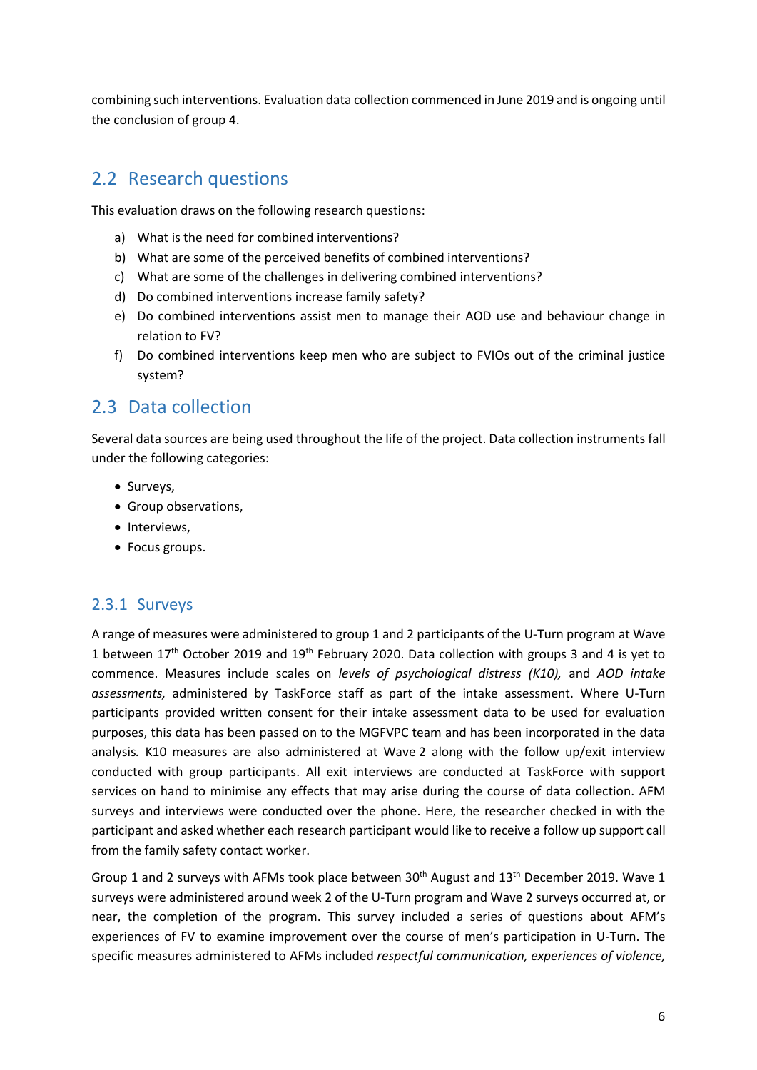combining such interventions. Evaluation data collection commenced in June 2019 and is ongoing until the conclusion of group 4.

## 2.2 Research questions

This evaluation draws on the following research questions:

a) What is the need for combined interventions?
b) What are some of the perceived benefits of combined interventions?
c) What are some of the challenges in delivering combined interventions?
d) Do combined interventions increase family safety?
e) Do combined interventions assist men to manage their AOD use and behaviour change in relation to FV?
f) Do combined interventions keep men who are subject to FVIOs out of the criminal justice system?

## 2.3 Data collection

Several data sources are being used throughout the life of the project. Data collection instruments fall under the following categories:

- Surveys,
- Group observations,
- Interviews,
- Focus groups.

### 2.3.1 Surveys

A range of measures were administered to group 1 and 2 participants of the U-Turn program at Wave 1 between 17th October 2019 and 19th February 2020. Data collection with groups 3 and 4 is yet to commence. Measures include scales on *levels of psychological distress (K10),* and *AOD intake assessments,* administered by TaskForce staff as part of the intake assessment. Where U-Turn participants provided written consent for their intake assessment data to be used for evaluation purposes, this data has been passed on to the MGFVPC team and has been incorporated in the data analysis*.* K10 measures are also administered at Wave 2 along with the follow up/exit interview conducted with group participants. All exit interviews are conducted at TaskForce with support services on hand to minimise any effects that may arise during the course of data collection. AFM surveys and interviews were conducted over the phone. Here, the researcher checked in with the participant and asked whether each research participant would like to receive a follow up support call from the family safety contact worker.

Group 1 and 2 surveys with AFMs took place between 30th August and 13th December 2019. Wave 1 surveys were administered around week 2 of the U-Turn program and Wave 2 surveys occurred at, or near, the completion of the program. This survey included a series of questions about AFM's experiences of FV to examine improvement over the course of men's participation in U-Turn. The specific measures administered to AFMs included *respectful communication, experiences of violence,*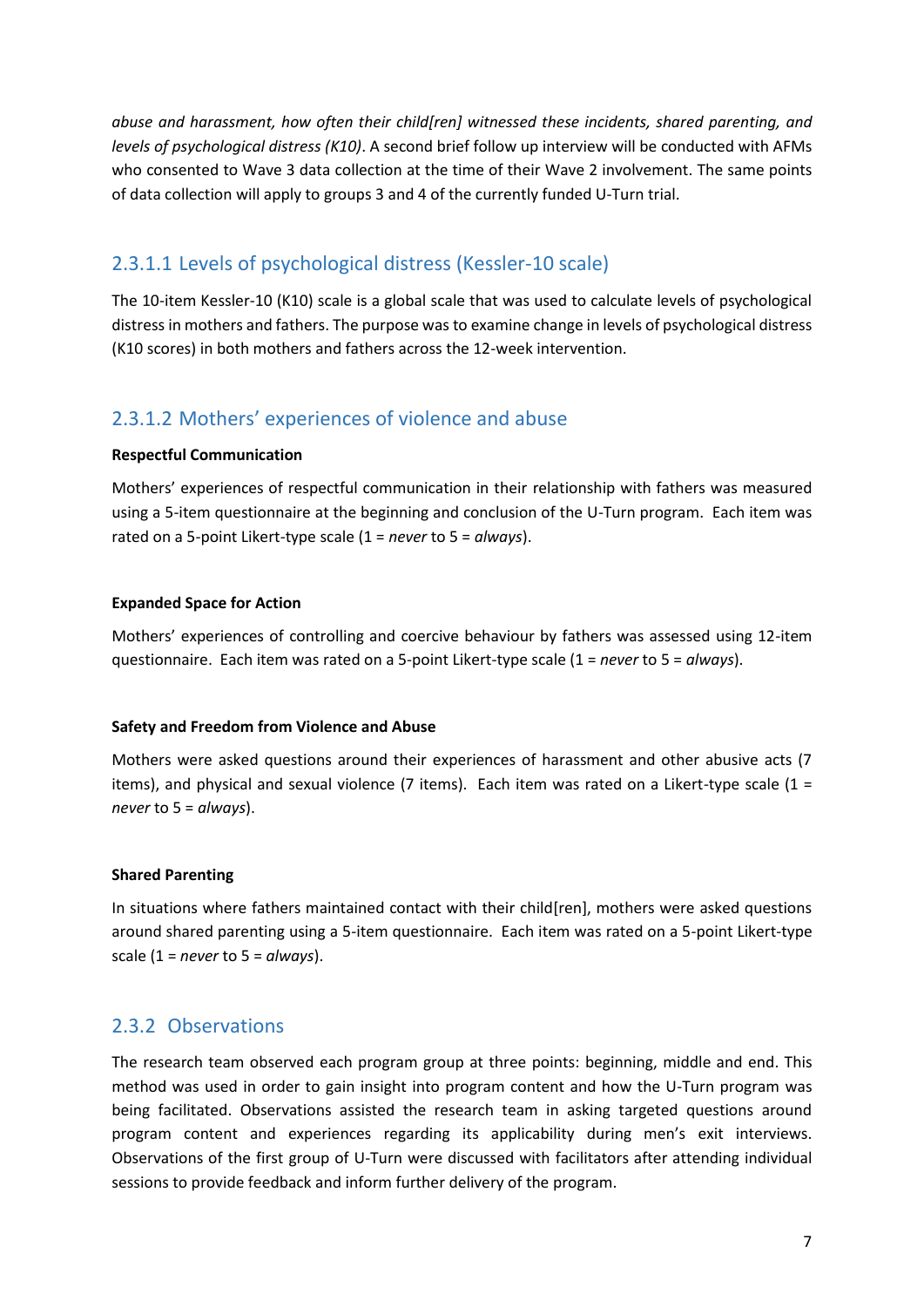*abuse and harassment, how often their child[ren] witnessed these incidents, shared parenting, and levels of psychological distress (K10)*. A second brief follow up interview will be conducted with AFMs who consented to Wave 3 data collection at the time of their Wave 2 involvement. The same points of data collection will apply to groups 3 and 4 of the currently funded U-Turn trial.

#### 2.3.1.1 Levels of psychological distress (Kessler-10 scale)

The 10-item Kessler-10 (K10) scale is a global scale that was used to calculate levels of psychological distress in mothers and fathers. The purpose was to examine change in levels of psychological distress (K10 scores) in both mothers and fathers across the 12-week intervention.

#### 2.3.1.2 Mothers' experiences of violence and abuse

**Respectful Communication**

Mothers' experiences of respectful communication in their relationship with fathers was measured using a 5-item questionnaire at the beginning and conclusion of the U-Turn program. Each item was rated on a 5-point Likert-type scale (1 = *never* to 5 = *always*).

**Expanded Space for Action**

Mothers' experiences of controlling and coercive behaviour by fathers was assessed using 12-item questionnaire. Each item was rated on a 5-point Likert-type scale (1 = *never* to 5 = *always*).

**Safety and Freedom from Violence and Abuse**

Mothers were asked questions around their experiences of harassment and other abusive acts (7 items), and physical and sexual violence (7 items). Each item was rated on a Likert-type scale (1 = *never* to 5 = *always*).

**Shared Parenting**

In situations where fathers maintained contact with their child[ren], mothers were asked questions around shared parenting using a 5-item questionnaire. Each item was rated on a 5-point Likert-type scale (1 = *never* to 5 = *always*).

### 2.3.2 Observations

The research team observed each program group at three points: beginning, middle and end. This method was used in order to gain insight into program content and how the U-Turn program was being facilitated. Observations assisted the research team in asking targeted questions around program content and experiences regarding its applicability during men's exit interviews. Observations of the first group of U-Turn were discussed with facilitators after attending individual sessions to provide feedback and inform further delivery of the program.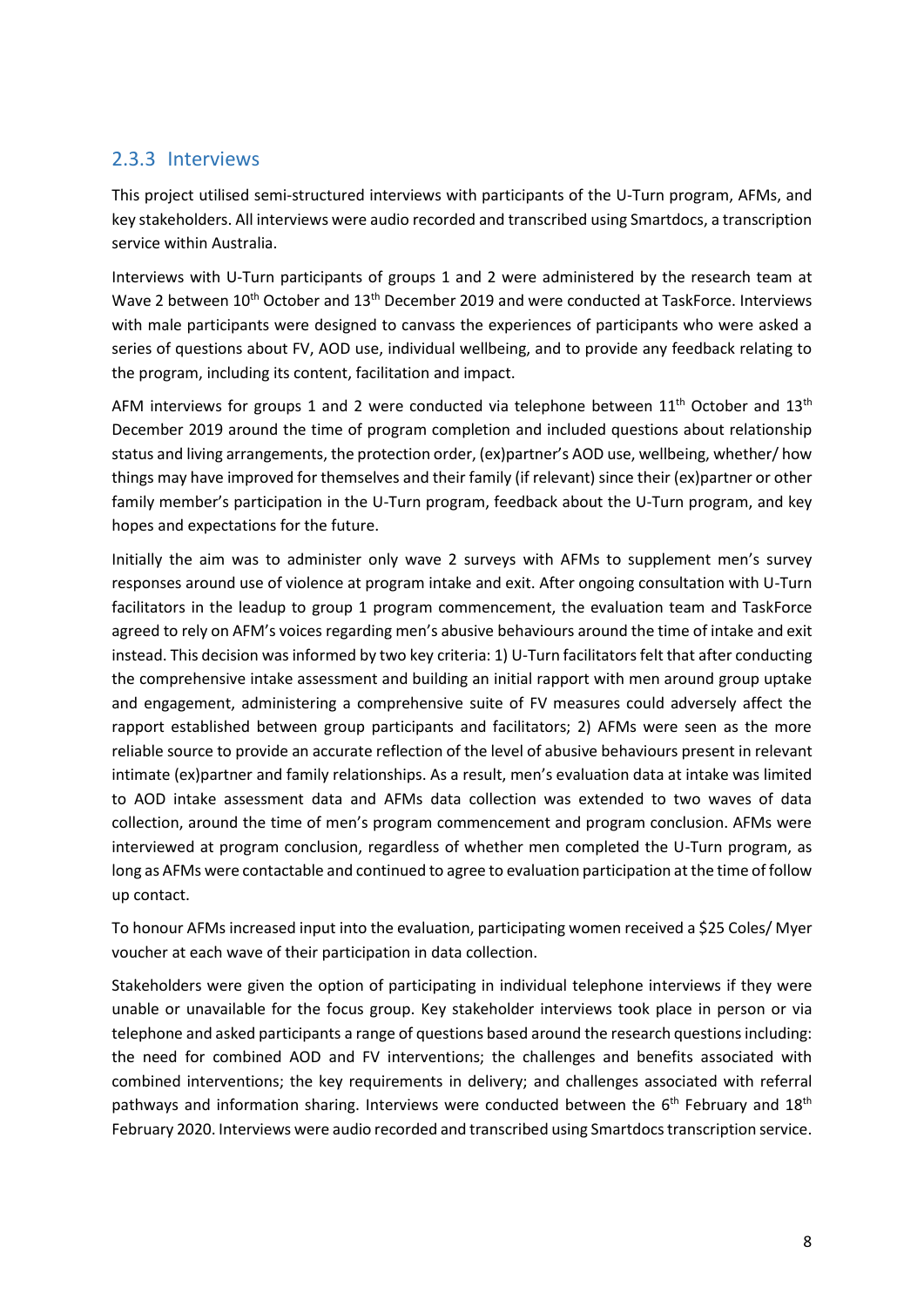### 2.3.3 Interviews

This project utilised semi-structured interviews with participants of the U-Turn program, AFMs, and key stakeholders. All interviews were audio recorded and transcribed using Smartdocs, a transcription service within Australia.

Interviews with U-Turn participants of groups 1 and 2 were administered by the research team at Wave 2 between 10th October and 13th December 2019 and were conducted at TaskForce. Interviews with male participants were designed to canvass the experiences of participants who were asked a series of questions about FV, AOD use, individual wellbeing, and to provide any feedback relating to the program, including its content, facilitation and impact.

AFM interviews for groups 1 and 2 were conducted via telephone between 11th October and 13th December 2019 around the time of program completion and included questions about relationship status and living arrangements, the protection order, (ex)partner's AOD use, wellbeing, whether/ how things may have improved for themselves and their family (if relevant) since their (ex)partner or other family member's participation in the U-Turn program, feedback about the U-Turn program, and key hopes and expectations for the future.

Initially the aim was to administer only wave 2 surveys with AFMs to supplement men's survey responses around use of violence at program intake and exit. After ongoing consultation with U-Turn facilitators in the leadup to group 1 program commencement, the evaluation team and TaskForce agreed to rely on AFM's voices regarding men's abusive behaviours around the time of intake and exit instead. This decision was informed by two key criteria: 1) U-Turn facilitators felt that after conducting the comprehensive intake assessment and building an initial rapport with men around group uptake and engagement, administering a comprehensive suite of FV measures could adversely affect the rapport established between group participants and facilitators; 2) AFMs were seen as the more reliable source to provide an accurate reflection of the level of abusive behaviours present in relevant intimate (ex)partner and family relationships. As a result, men's evaluation data at intake was limited to AOD intake assessment data and AFMs data collection was extended to two waves of data collection, around the time of men's program commencement and program conclusion. AFMs were interviewed at program conclusion, regardless of whether men completed the U-Turn program, as long as AFMs were contactable and continued to agree to evaluation participation at the time of follow up contact.

To honour AFMs increased input into the evaluation, participating women received a $25 Coles/ Myer voucher at each wave of their participation in data collection.

Stakeholders were given the option of participating in individual telephone interviews if they were unable or unavailable for the focus group. Key stakeholder interviews took place in person or via telephone and asked participants a range of questions based around the research questions including: the need for combined AOD and FV interventions; the challenges and benefits associated with combined interventions; the key requirements in delivery; and challenges associated with referral pathways and information sharing. Interviews were conducted between the 6th February and 18th February 2020. Interviews were audio recorded and transcribed using Smartdocs transcription service.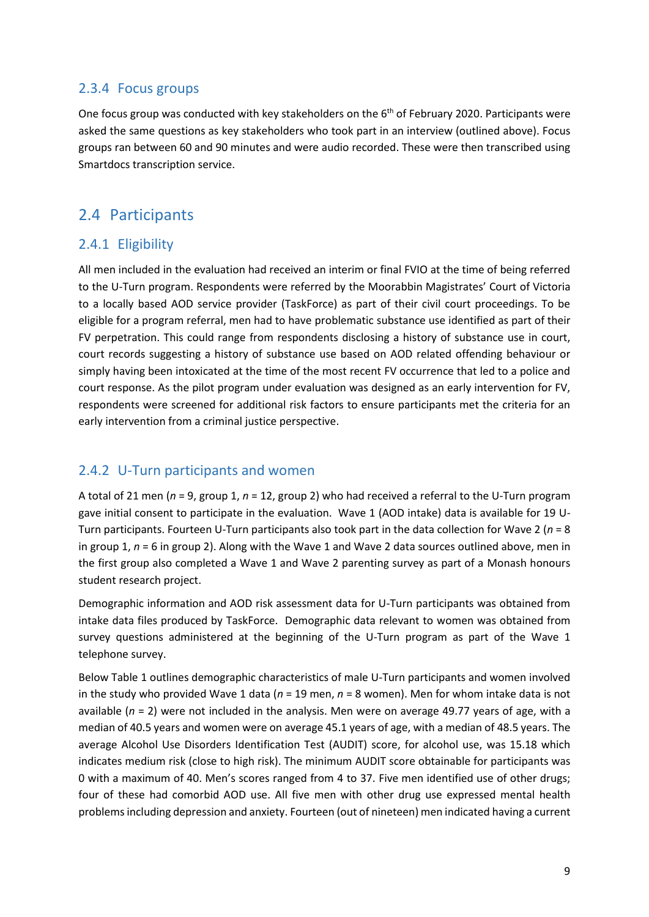### 2.3.4 Focus groups

One focus group was conducted with key stakeholders on the 6th of February 2020. Participants were asked the same questions as key stakeholders who took part in an interview (outlined above). Focus groups ran between 60 and 90 minutes and were audio recorded. These were then transcribed using Smartdocs transcription service.

## 2.4 Participants

### 2.4.1 Eligibility

All men included in the evaluation had received an interim or final FVIO at the time of being referred to the U-Turn program. Respondents were referred by the Moorabbin Magistrates' Court of Victoria to a locally based AOD service provider (TaskForce) as part of their civil court proceedings. To be eligible for a program referral, men had to have problematic substance use identified as part of their FV perpetration. This could range from respondents disclosing a history of substance use in court, court records suggesting a history of substance use based on AOD related offending behaviour or simply having been intoxicated at the time of the most recent FV occurrence that led to a police and court response. As the pilot program under evaluation was designed as an early intervention for FV, respondents were screened for additional risk factors to ensure participants met the criteria for an early intervention from a criminal justice perspective.

### 2.4.2 U-Turn participants and women

A total of 21 men (*n* = 9, group 1, *n* = 12, group 2) who had received a referral to the U-Turn program gave initial consent to participate in the evaluation. Wave 1 (AOD intake) data is available for 19 U-Turn participants. Fourteen U-Turn participants also took part in the data collection for Wave 2 (*n* = 8 in group 1, *n* = 6 in group 2). Along with the Wave 1 and Wave 2 data sources outlined above, men in the first group also completed a Wave 1 and Wave 2 parenting survey as part of a Monash honours student research project.

Demographic information and AOD risk assessment data for U-Turn participants was obtained from intake data files produced by TaskForce. Demographic data relevant to women was obtained from survey questions administered at the beginning of the U-Turn program as part of the Wave 1 telephone survey.

Below Table 1 outlines demographic characteristics of male U-Turn participants and women involved in the study who provided Wave 1 data (*n* = 19 men, *n* = 8 women). Men for whom intake data is not available (*n* = 2) were not included in the analysis. Men were on average 49.77 years of age, with a median of 40.5 years and women were on average 45.1 years of age, with a median of 48.5 years. The average Alcohol Use Disorders Identification Test (AUDIT) score, for alcohol use, was 15.18 which indicates medium risk (close to high risk). The minimum AUDIT score obtainable for participants was 0 with a maximum of 40. Men's scores ranged from 4 to 37. Five men identified use of other drugs; four of these had comorbid AOD use. All five men with other drug use expressed mental health problems including depression and anxiety. Fourteen (out of nineteen) men indicated having a current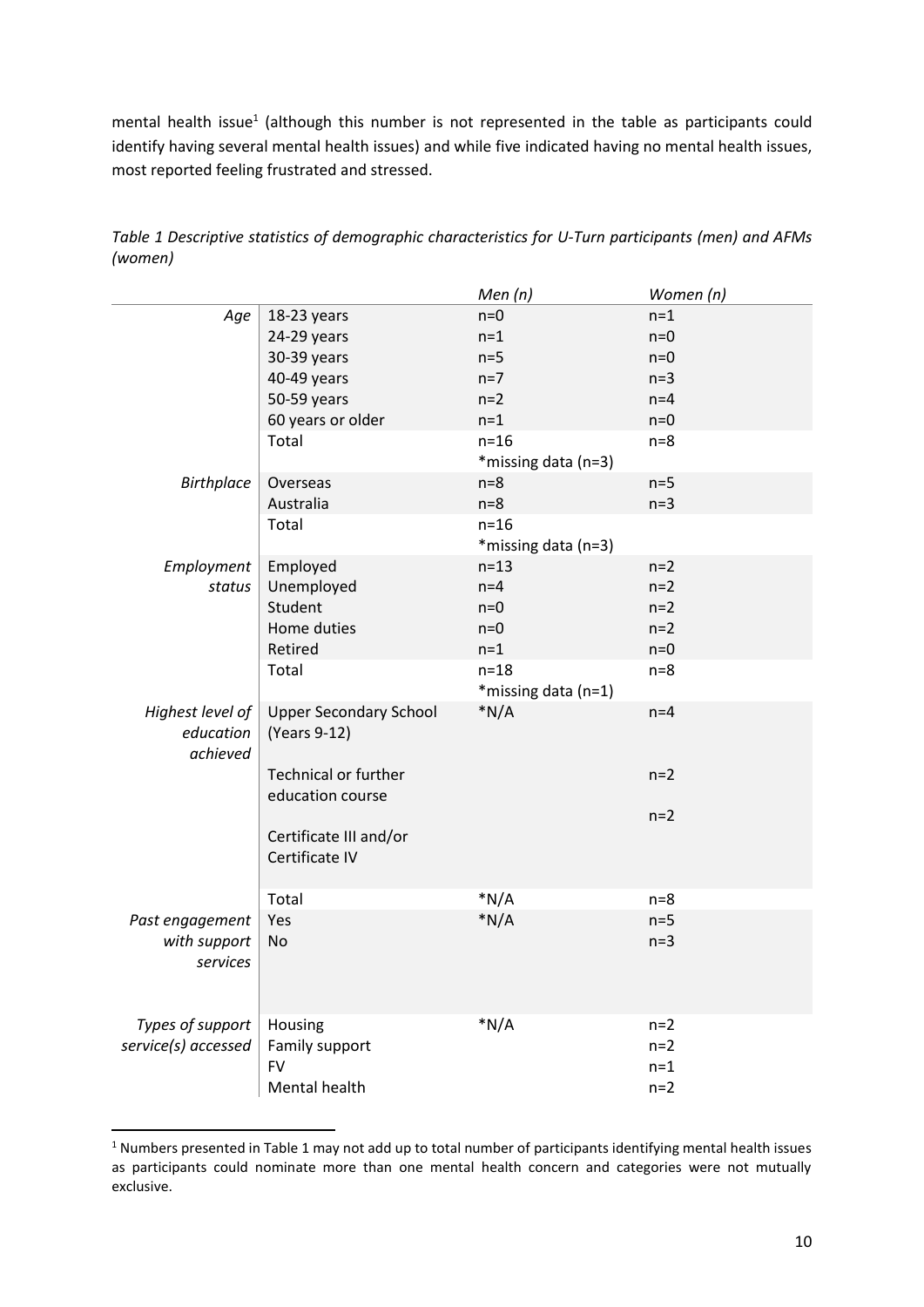mental health issue[1] (although this number is not represented in the table as participants could identify having several mental health issues) and while five indicated having no mental health issues, most reported feeling frustrated and stressed.

*Table 1 Descriptive statistics of demographic characteristics for U-Turn participants (men) and AFMs (women)*

| | | *Men (n)* | *Women (n)* |
|---|---|---|---|
| *Age* | 18-23 years | n=0 | n=1 |
| | 24-29 years | n=1 | n=0 |
| | 30-39 years | n=5 | n=0 |
| | 40-49 years | n=7 | n=3 |
| | 50-59 years | n=2 | n=4 |
| | 60 years or older | n=1 | n=0 |
| | Total | n=16<br>*missing data (n=3) | n=8 |
| *Birthplace* | Overseas | n=8 | n=5 |
| | Australia | n=8 | n=3 |
| | Total | n=16<br>*missing data (n=3) | |
| *Employment status* | Employed | n=13 | n=2 |
| | Unemployed | n=4 | n=2 |
| | Student | n=0 | n=2 |
| | Home duties | n=0 | n=2 |
| | Retired | n=1 | n=0 |
| | Total | n=18<br>*missing data (n=1) | n=8 |
| *Highest level of education achieved* | Upper Secondary School (Years 9-12) | *N/A | n=4 |
| | Technical or further education course | | n=2 |
| | Certificate III and/or Certificate IV | | n=2 |
| | Total | *N/A | n=8 |
| *Past engagement with support services* | Yes | *N/A | n=5 |
| | No | | n=3 |
| *Types of support service(s) accessed* | Housing | *N/A | n=2 |
| | Family support | | n=2 |
| | FV | | n=1 |
| | Mental health | | n=2 |

[1] Numbers presented in Table 1 may not add up to total number of participants identifying mental health issues as participants could nominate more than one mental health concern and categories were not mutually exclusive.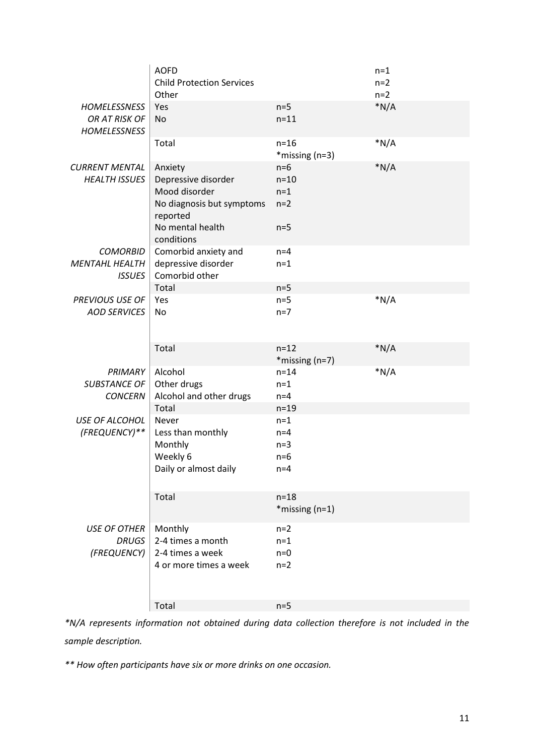| | | | |
|---|---|---|---|
| | AOFD | | n=1 |
| | Child Protection Services | | n=2 |
| | Other | | n=2 |
| *HOMELESSNESS OR AT RISK OF HOMELESSNESS* | Yes | n=5 | *N/A |
| | No | n=11 | |
| | Total | n=16 *missing (n=3) | *N/A |
| *CURRENT MENTAL HEALTH ISSUES* | Anxiety | n=6 | *N/A |
| | Depressive disorder | n=10 | |
| | Mood disorder | n=1 | |
| | No diagnosis but symptoms reported | n=2 | |
| | No mental health conditions | n=5 | |
| *COMORBID MENTAHL HEALTH ISSUES* | Comorbid anxiety and depressive disorder | n=4 | |
| | Comorbid other | n=1 | |
| | Total | n=5 | |
| *PREVIOUS USE OF AOD SERVICES* | Yes | n=5 | *N/A |
| | No | n=7 | |
| | Total | n=12 *missing (n=7) | *N/A |
| *PRIMARY SUBSTANCE OF CONCERN* | Alcohol | n=14 | *N/A |
| | Other drugs | n=1 | |
| | Alcohol and other drugs | n=4 | |
| | Total | n=19 | |
| *USE OF ALCOHOL (FREQUENCY)*** | Never | n=1 | |
| | Less than monthly | n=4 | |
| | Monthly | n=3 | |
| | Weekly 6 | n=6 | |
| | Daily or almost daily | n=4 | |
| | Total | n=18 *missing (n=1) | |
| *USE OF OTHER DRUGS (FREQUENCY)* | Monthly | n=2 | |
| | 2-4 times a month | n=1 | |
| | 2-4 times a week | n=0 | |
| | 4 or more times a week | n=2 | |
| | Total | n=5 | |

*\*N/A represents information not obtained during data collection therefore is not included in the sample description.*

*\*\* How often participants have six or more drinks on one occasion.*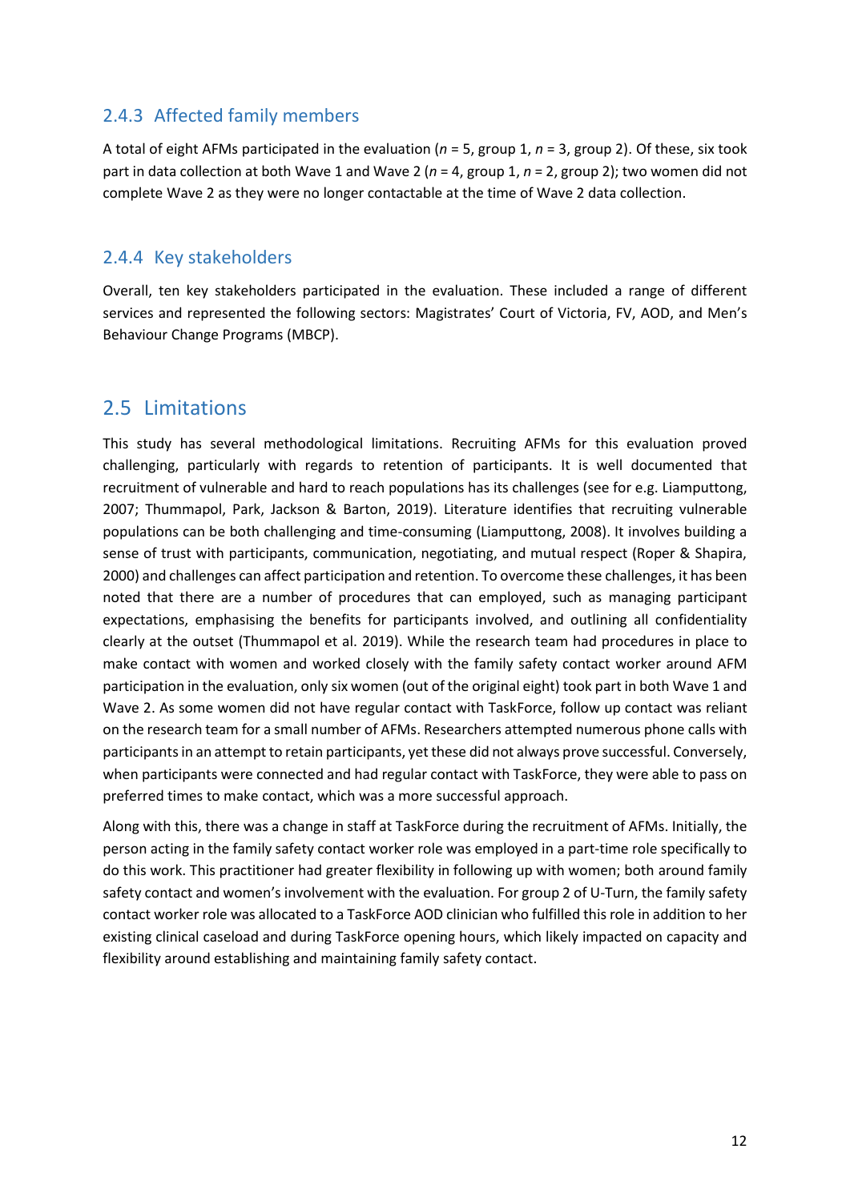### 2.4.3 Affected family members

A total of eight AFMs participated in the evaluation (*n* = 5, group 1, *n* = 3, group 2). Of these, six took part in data collection at both Wave 1 and Wave 2 (*n* = 4, group 1, *n* = 2, group 2); two women did not complete Wave 2 as they were no longer contactable at the time of Wave 2 data collection.

### 2.4.4 Key stakeholders

Overall, ten key stakeholders participated in the evaluation. These included a range of different services and represented the following sectors: Magistrates' Court of Victoria, FV, AOD, and Men's Behaviour Change Programs (MBCP).

## 2.5 Limitations

This study has several methodological limitations. Recruiting AFMs for this evaluation proved challenging, particularly with regards to retention of participants. It is well documented that recruitment of vulnerable and hard to reach populations has its challenges (see for e.g. Liamputtong, 2007; Thummapol, Park, Jackson & Barton, 2019). Literature identifies that recruiting vulnerable populations can be both challenging and time-consuming (Liamputtong, 2008). It involves building a sense of trust with participants, communication, negotiating, and mutual respect (Roper & Shapira, 2000) and challenges can affect participation and retention. To overcome these challenges, it has been noted that there are a number of procedures that can employed, such as managing participant expectations, emphasising the benefits for participants involved, and outlining all confidentiality clearly at the outset (Thummapol et al. 2019). While the research team had procedures in place to make contact with women and worked closely with the family safety contact worker around AFM participation in the evaluation, only six women (out of the original eight) took part in both Wave 1 and Wave 2. As some women did not have regular contact with TaskForce, follow up contact was reliant on the research team for a small number of AFMs. Researchers attempted numerous phone calls with participants in an attempt to retain participants, yet these did not always prove successful. Conversely, when participants were connected and had regular contact with TaskForce, they were able to pass on preferred times to make contact, which was a more successful approach.

Along with this, there was a change in staff at TaskForce during the recruitment of AFMs. Initially, the person acting in the family safety contact worker role was employed in a part-time role specifically to do this work. This practitioner had greater flexibility in following up with women; both around family safety contact and women's involvement with the evaluation. For group 2 of U-Turn, the family safety contact worker role was allocated to a TaskForce AOD clinician who fulfilled this role in addition to her existing clinical caseload and during TaskForce opening hours, which likely impacted on capacity and flexibility around establishing and maintaining family safety contact.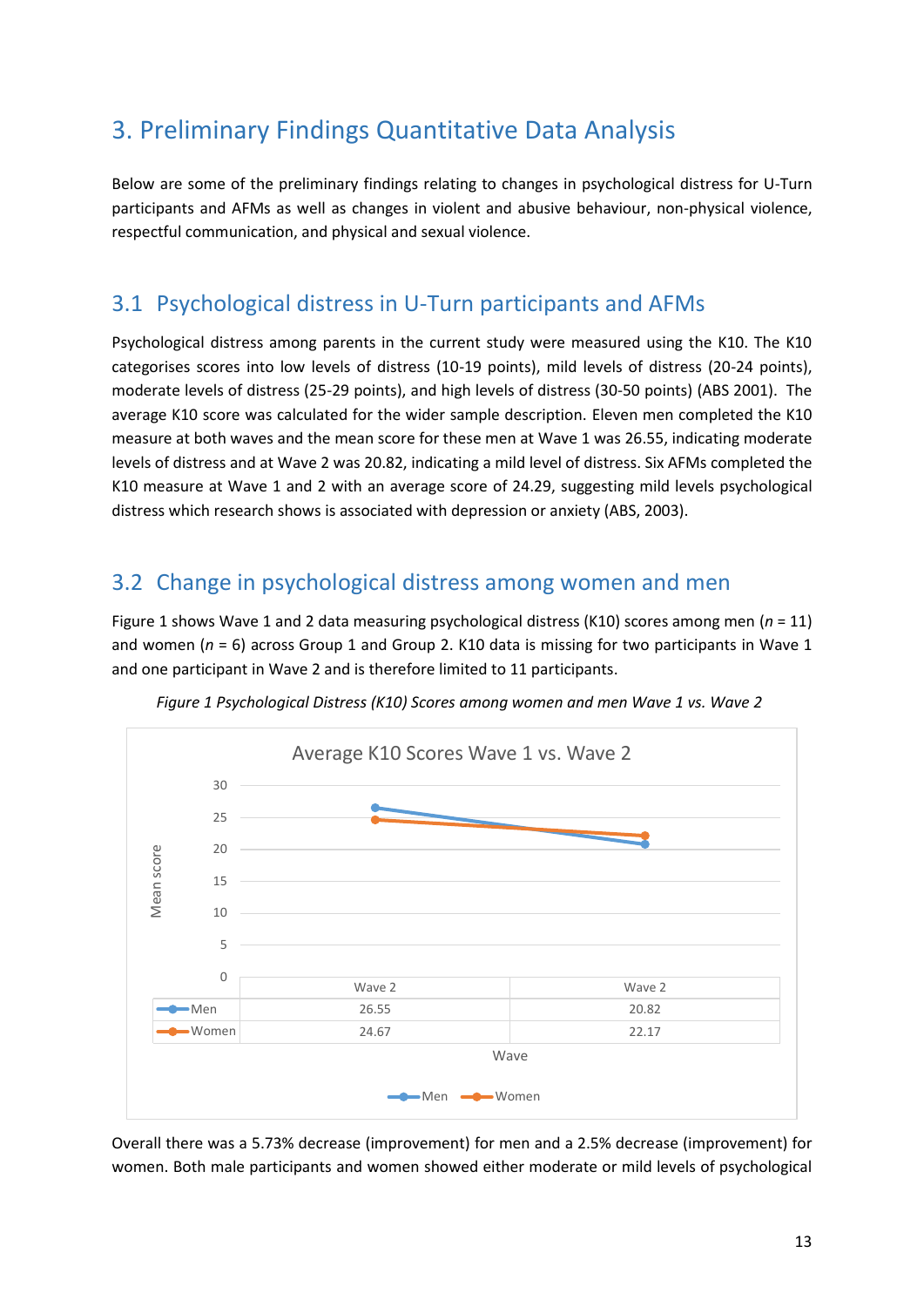# 3. Preliminary Findings Quantitative Data Analysis

Below are some of the preliminary findings relating to changes in psychological distress for U-Turn participants and AFMs as well as changes in violent and abusive behaviour, non-physical violence, respectful communication, and physical and sexual violence.

## 3.1 Psychological distress in U-Turn participants and AFMs

Psychological distress among parents in the current study were measured using the K10. The K10 categorises scores into low levels of distress (10-19 points), mild levels of distress (20-24 points), moderate levels of distress (25-29 points), and high levels of distress (30-50 points) (ABS 2001). The average K10 score was calculated for the wider sample description. Eleven men completed the K10 measure at both waves and the mean score for these men at Wave 1 was 26.55, indicating moderate levels of distress and at Wave 2 was 20.82, indicating a mild level of distress. Six AFMs completed the K10 measure at Wave 1 and 2 with an average score of 24.29, suggesting mild levels psychological distress which research shows is associated with depression or anxiety (ABS, 2003).

## 3.2 Change in psychological distress among women and men

Figure 1 shows Wave 1 and 2 data measuring psychological distress (K10) scores among men (*n* = 11) and women (*n* = 6) across Group 1 and Group 2. K10 data is missing for two participants in Wave 1 and one participant in Wave 2 and is therefore limited to 11 participants.

*Figure 1 Psychological Distress (K10) Scores among women and men Wave 1 vs. Wave 2*

Average K10 Scores Wave 1 vs. Wave 2

| | Wave 2 | Wave 2 |
|---|---|---|
| Men | 26.55 | 20.82 |
| Women | 24.67 | 22.17 |

Overall there was a 5.73% decrease (improvement) for men and a 2.5% decrease (improvement) for women. Both male participants and women showed either moderate or mild levels of psychological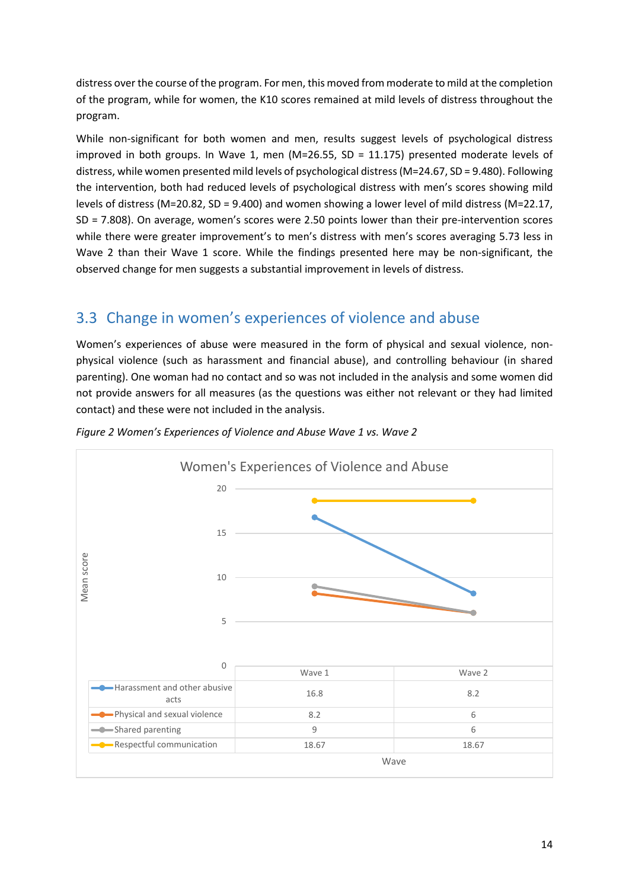distress over the course of the program. For men, this moved from moderate to mild at the completion of the program, while for women, the K10 scores remained at mild levels of distress throughout the program.

While non-significant for both women and men, results suggest levels of psychological distress improved in both groups. In Wave 1, men (M=26.55, SD = 11.175) presented moderate levels of distress, while women presented mild levels of psychological distress (M=24.67, SD = 9.480). Following the intervention, both had reduced levels of psychological distress with men's scores showing mild levels of distress (M=20.82, SD = 9.400) and women showing a lower level of mild distress (M=22.17, SD = 7.808). On average, women's scores were 2.50 points lower than their pre-intervention scores while there were greater improvement's to men's distress with men's scores averaging 5.73 less in Wave 2 than their Wave 1 score. While the findings presented here may be non-significant, the observed change for men suggests a substantial improvement in levels of distress.

## 3.3 Change in women's experiences of violence and abuse

Women's experiences of abuse were measured in the form of physical and sexual violence, non-physical violence (such as harassment and financial abuse), and controlling behaviour (in shared parenting). One woman had no contact and so was not included in the analysis and some women did not provide answers for all measures (as the questions was either not relevant or they had limited contact) and these were not included in the analysis.

*Figure 2 Women's Experiences of Violence and Abuse Wave 1 vs. Wave 2*

**Women's Experiences of Violence and Abuse**

| | Wave 1 | Wave 2 |
|---|---|---|
| Harassment and other abusive acts | 16.8 | 8.2 |
| Physical and sexual violence | 8.2 | 6 |
| Shared parenting | 9 | 6 |
| Respectful communication | 18.67 | 18.67 |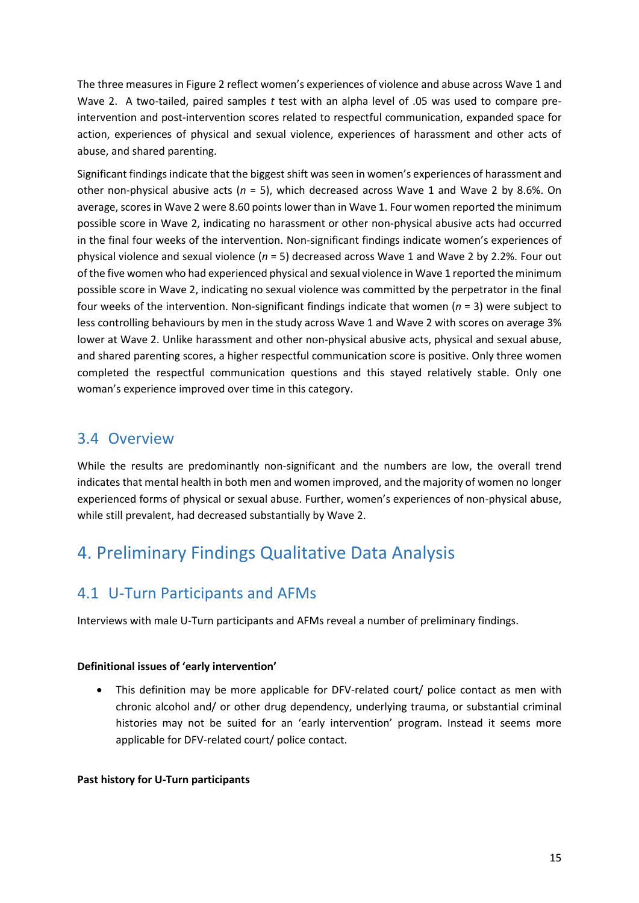The three measures in Figure 2 reflect women's experiences of violence and abuse across Wave 1 and Wave 2. A two-tailed, paired samples *t* test with an alpha level of .05 was used to compare pre-intervention and post-intervention scores related to respectful communication, expanded space for action, experiences of physical and sexual violence, experiences of harassment and other acts of abuse, and shared parenting.

Significant findings indicate that the biggest shift was seen in women's experiences of harassment and other non-physical abusive acts ($n$ = 5), which decreased across Wave 1 and Wave 2 by 8.6%. On average, scores in Wave 2 were 8.60 points lower than in Wave 1. Four women reported the minimum possible score in Wave 2, indicating no harassment or other non-physical abusive acts had occurred in the final four weeks of the intervention. Non-significant findings indicate women's experiences of physical violence and sexual violence ($n$ = 5) decreased across Wave 1 and Wave 2 by 2.2%. Four out of the five women who had experienced physical and sexual violence in Wave 1 reported the minimum possible score in Wave 2, indicating no sexual violence was committed by the perpetrator in the final four weeks of the intervention. Non-significant findings indicate that women ($n$ = 3) were subject to less controlling behaviours by men in the study across Wave 1 and Wave 2 with scores on average 3% lower at Wave 2. Unlike harassment and other non-physical abusive acts, physical and sexual abuse, and shared parenting scores, a higher respectful communication score is positive. Only three women completed the respectful communication questions and this stayed relatively stable. Only one woman's experience improved over time in this category.

## 3.4 Overview

While the results are predominantly non-significant and the numbers are low, the overall trend indicates that mental health in both men and women improved, and the majority of women no longer experienced forms of physical or sexual abuse. Further, women's experiences of non-physical abuse, while still prevalent, had decreased substantially by Wave 2.

# 4. Preliminary Findings Qualitative Data Analysis

## 4.1 U-Turn Participants and AFMs

Interviews with male U-Turn participants and AFMs reveal a number of preliminary findings.

**Definitional issues of 'early intervention'**

- This definition may be more applicable for DFV-related court/ police contact as men with chronic alcohol and/ or other drug dependency, underlying trauma, or substantial criminal histories may not be suited for an 'early intervention' program. Instead it seems more applicable for DFV-related court/ police contact.

**Past history for U-Turn participants**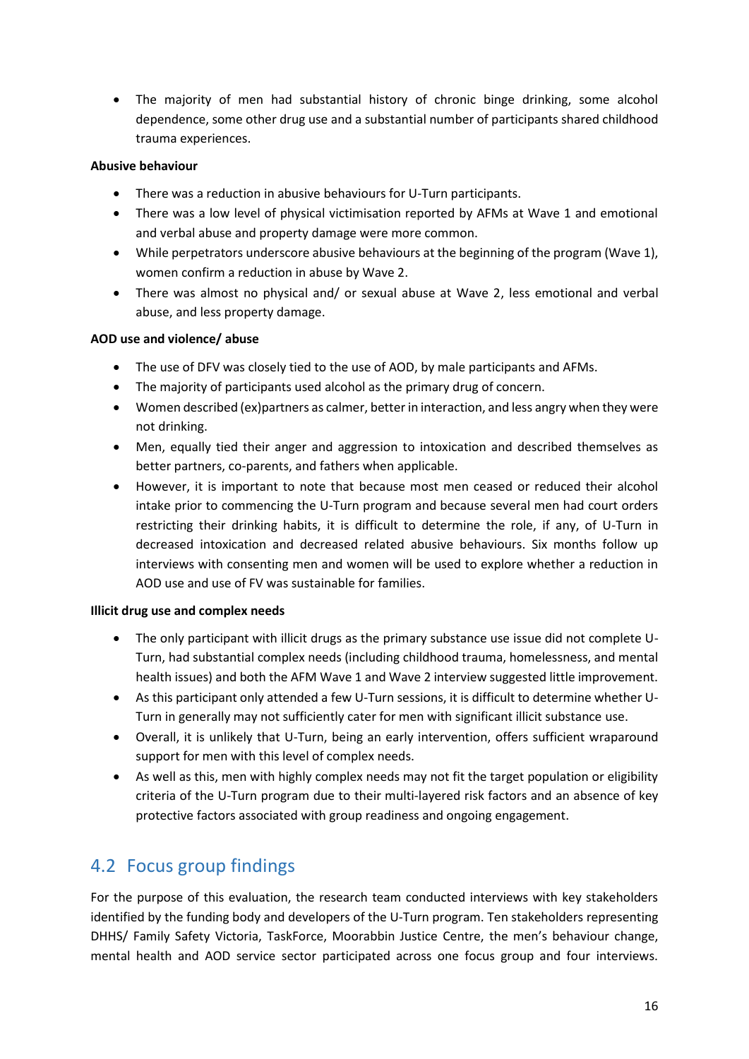- The majority of men had substantial history of chronic binge drinking, some alcohol dependence, some other drug use and a substantial number of participants shared childhood trauma experiences.

**Abusive behaviour**

- There was a reduction in abusive behaviours for U-Turn participants.
- There was a low level of physical victimisation reported by AFMs at Wave 1 and emotional and verbal abuse and property damage were more common.
- While perpetrators underscore abusive behaviours at the beginning of the program (Wave 1), women confirm a reduction in abuse by Wave 2.
- There was almost no physical and/ or sexual abuse at Wave 2, less emotional and verbal abuse, and less property damage.

**AOD use and violence/ abuse**

- The use of DFV was closely tied to the use of AOD, by male participants and AFMs.
- The majority of participants used alcohol as the primary drug of concern.
- Women described (ex)partners as calmer, better in interaction, and less angry when they were not drinking.
- Men, equally tied their anger and aggression to intoxication and described themselves as better partners, co-parents, and fathers when applicable.
- However, it is important to note that because most men ceased or reduced their alcohol intake prior to commencing the U-Turn program and because several men had court orders restricting their drinking habits, it is difficult to determine the role, if any, of U-Turn in decreased intoxication and decreased related abusive behaviours. Six months follow up interviews with consenting men and women will be used to explore whether a reduction in AOD use and use of FV was sustainable for families.

**Illicit drug use and complex needs**

- The only participant with illicit drugs as the primary substance use issue did not complete U-Turn, had substantial complex needs (including childhood trauma, homelessness, and mental health issues) and both the AFM Wave 1 and Wave 2 interview suggested little improvement.
- As this participant only attended a few U-Turn sessions, it is difficult to determine whether U-Turn in generally may not sufficiently cater for men with significant illicit substance use.
- Overall, it is unlikely that U-Turn, being an early intervention, offers sufficient wraparound support for men with this level of complex needs.
- As well as this, men with highly complex needs may not fit the target population or eligibility criteria of the U-Turn program due to their multi-layered risk factors and an absence of key protective factors associated with group readiness and ongoing engagement.

## 4.2 Focus group findings

For the purpose of this evaluation, the research team conducted interviews with key stakeholders identified by the funding body and developers of the U-Turn program. Ten stakeholders representing DHHS/ Family Safety Victoria, TaskForce, Moorabbin Justice Centre, the men's behaviour change, mental health and AOD service sector participated across one focus group and four interviews.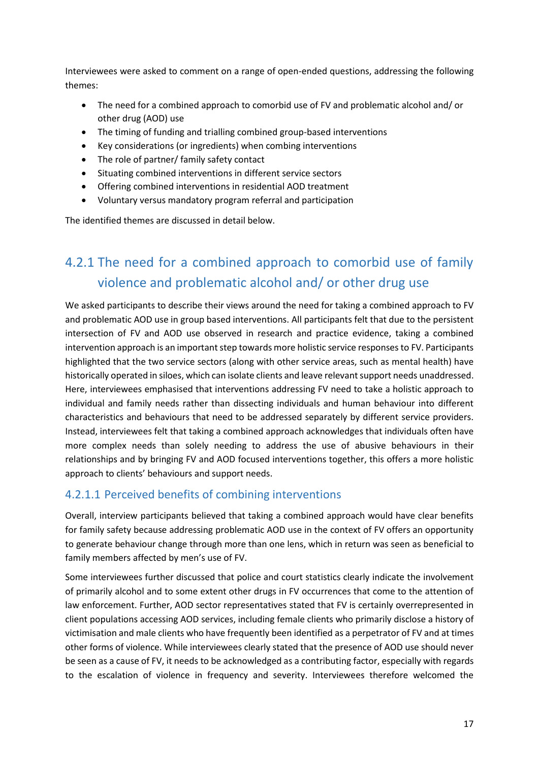Interviewees were asked to comment on a range of open-ended questions, addressing the following themes:

- The need for a combined approach to comorbid use of FV and problematic alcohol and/ or other drug (AOD) use
- The timing of funding and trialling combined group-based interventions
- Key considerations (or ingredients) when combing interventions
- The role of partner/ family safety contact
- Situating combined interventions in different service sectors
- Offering combined interventions in residential AOD treatment
- Voluntary versus mandatory program referral and participation

The identified themes are discussed in detail below.

## 4.2.1 The need for a combined approach to comorbid use of family violence and problematic alcohol and/ or other drug use

We asked participants to describe their views around the need for taking a combined approach to FV and problematic AOD use in group based interventions. All participants felt that due to the persistent intersection of FV and AOD use observed in research and practice evidence, taking a combined intervention approach is an important step towards more holistic service responses to FV. Participants highlighted that the two service sectors (along with other service areas, such as mental health) have historically operated in siloes, which can isolate clients and leave relevant support needs unaddressed. Here, interviewees emphasised that interventions addressing FV need to take a holistic approach to individual and family needs rather than dissecting individuals and human behaviour into different characteristics and behaviours that need to be addressed separately by different service providers. Instead, interviewees felt that taking a combined approach acknowledges that individuals often have more complex needs than solely needing to address the use of abusive behaviours in their relationships and by bringing FV and AOD focused interventions together, this offers a more holistic approach to clients' behaviours and support needs.

### 4.2.1.1 Perceived benefits of combining interventions

Overall, interview participants believed that taking a combined approach would have clear benefits for family safety because addressing problematic AOD use in the context of FV offers an opportunity to generate behaviour change through more than one lens, which in return was seen as beneficial to family members affected by men's use of FV.

Some interviewees further discussed that police and court statistics clearly indicate the involvement of primarily alcohol and to some extent other drugs in FV occurrences that come to the attention of law enforcement. Further, AOD sector representatives stated that FV is certainly overrepresented in client populations accessing AOD services, including female clients who primarily disclose a history of victimisation and male clients who have frequently been identified as a perpetrator of FV and at times other forms of violence. While interviewees clearly stated that the presence of AOD use should never be seen as a cause of FV, it needs to be acknowledged as a contributing factor, especially with regards to the escalation of violence in frequency and severity. Interviewees therefore welcomed the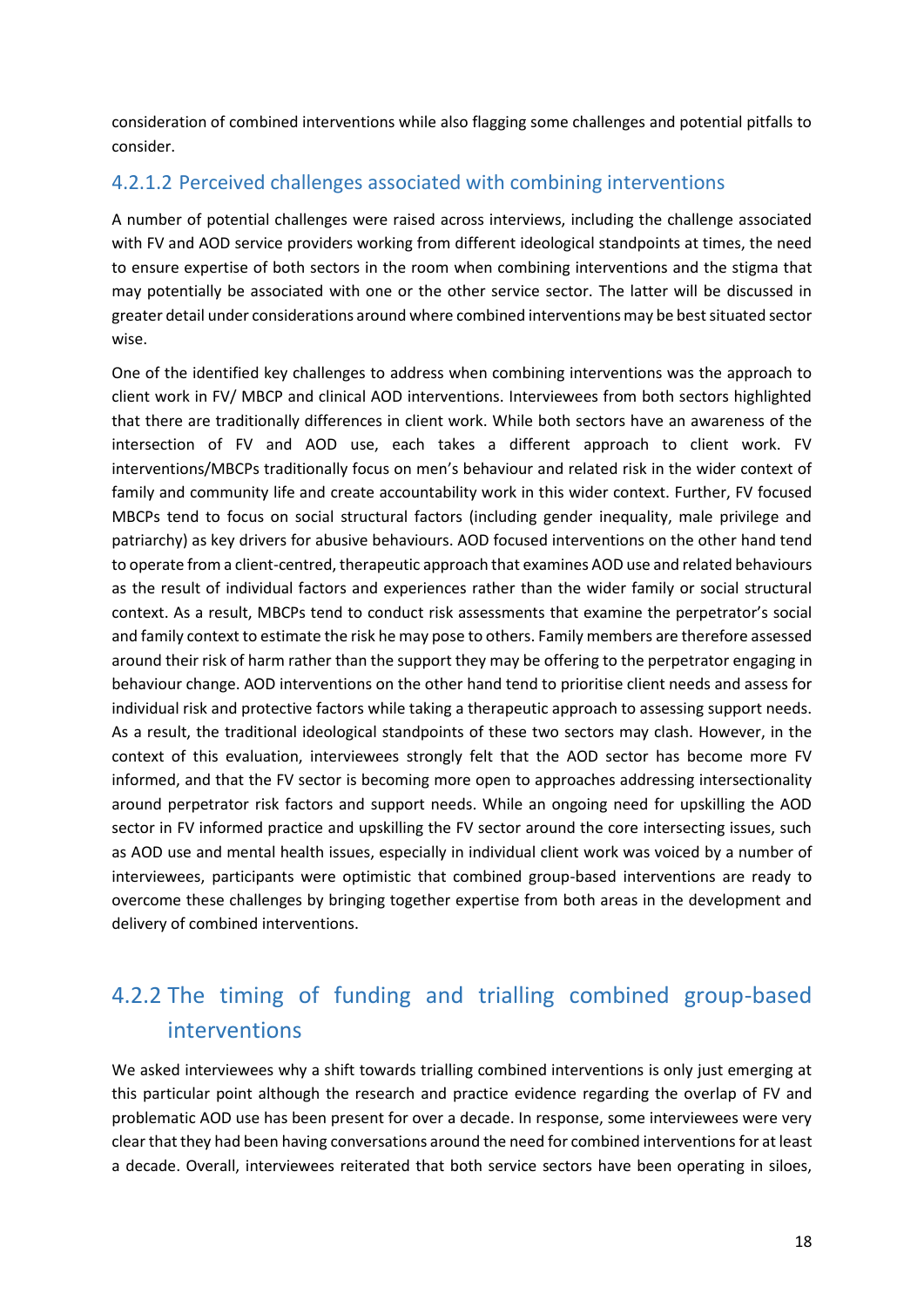consideration of combined interventions while also flagging some challenges and potential pitfalls to consider.

#### 4.2.1.2 Perceived challenges associated with combining interventions

A number of potential challenges were raised across interviews, including the challenge associated with FV and AOD service providers working from different ideological standpoints at times, the need to ensure expertise of both sectors in the room when combining interventions and the stigma that may potentially be associated with one or the other service sector. The latter will be discussed in greater detail under considerations around where combined interventions may be best situated sector wise.

One of the identified key challenges to address when combining interventions was the approach to client work in FV/ MBCP and clinical AOD interventions. Interviewees from both sectors highlighted that there are traditionally differences in client work. While both sectors have an awareness of the intersection of FV and AOD use, each takes a different approach to client work. FV interventions/MBCPs traditionally focus on men's behaviour and related risk in the wider context of family and community life and create accountability work in this wider context. Further, FV focused MBCPs tend to focus on social structural factors (including gender inequality, male privilege and patriarchy) as key drivers for abusive behaviours. AOD focused interventions on the other hand tend to operate from a client-centred, therapeutic approach that examines AOD use and related behaviours as the result of individual factors and experiences rather than the wider family or social structural context. As a result, MBCPs tend to conduct risk assessments that examine the perpetrator's social and family context to estimate the risk he may pose to others. Family members are therefore assessed around their risk of harm rather than the support they may be offering to the perpetrator engaging in behaviour change. AOD interventions on the other hand tend to prioritise client needs and assess for individual risk and protective factors while taking a therapeutic approach to assessing support needs. As a result, the traditional ideological standpoints of these two sectors may clash. However, in the context of this evaluation, interviewees strongly felt that the AOD sector has become more FV informed, and that the FV sector is becoming more open to approaches addressing intersectionality around perpetrator risk factors and support needs. While an ongoing need for upskilling the AOD sector in FV informed practice and upskilling the FV sector around the core intersecting issues, such as AOD use and mental health issues, especially in individual client work was voiced by a number of interviewees, participants were optimistic that combined group-based interventions are ready to overcome these challenges by bringing together expertise from both areas in the development and delivery of combined interventions.

### 4.2.2 The timing of funding and trialling combined group-based interventions

We asked interviewees why a shift towards trialling combined interventions is only just emerging at this particular point although the research and practice evidence regarding the overlap of FV and problematic AOD use has been present for over a decade. In response, some interviewees were very clear that they had been having conversations around the need for combined interventions for at least a decade. Overall, interviewees reiterated that both service sectors have been operating in siloes,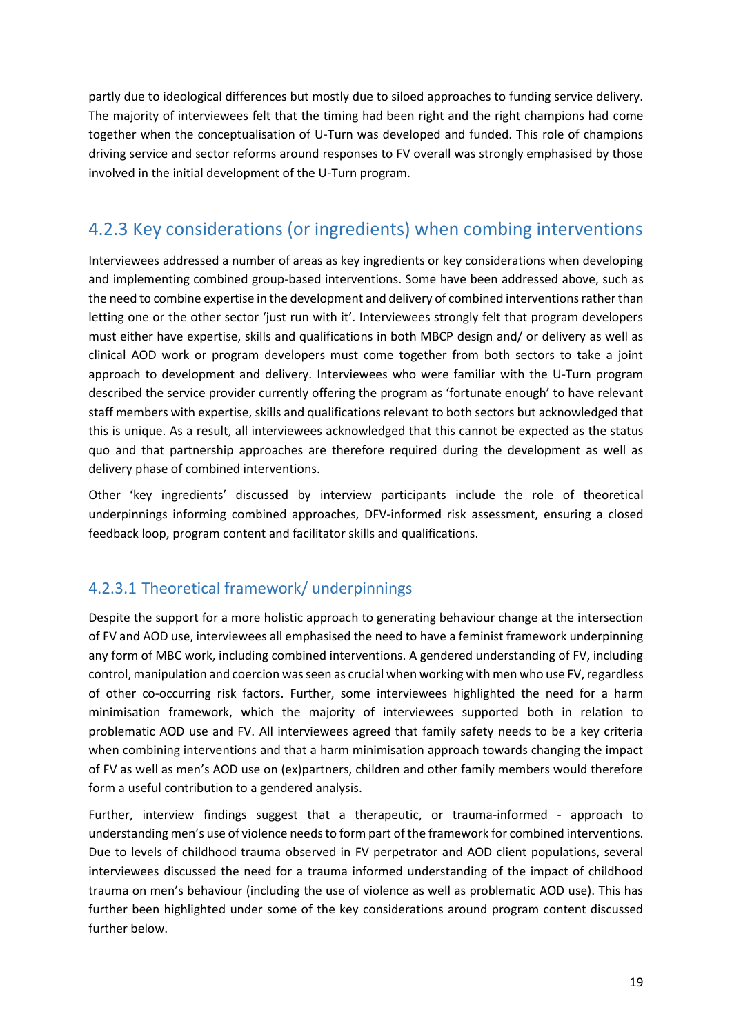partly due to ideological differences but mostly due to siloed approaches to funding service delivery. The majority of interviewees felt that the timing had been right and the right champions had come together when the conceptualisation of U-Turn was developed and funded. This role of champions driving service and sector reforms around responses to FV overall was strongly emphasised by those involved in the initial development of the U-Turn program.

### 4.2.3 Key considerations (or ingredients) when combing interventions

Interviewees addressed a number of areas as key ingredients or key considerations when developing and implementing combined group-based interventions. Some have been addressed above, such as the need to combine expertise in the development and delivery of combined interventions rather than letting one or the other sector 'just run with it'. Interviewees strongly felt that program developers must either have expertise, skills and qualifications in both MBCP design and/ or delivery as well as clinical AOD work or program developers must come together from both sectors to take a joint approach to development and delivery. Interviewees who were familiar with the U-Turn program described the service provider currently offering the program as 'fortunate enough' to have relevant staff members with expertise, skills and qualifications relevant to both sectors but acknowledged that this is unique. As a result, all interviewees acknowledged that this cannot be expected as the status quo and that partnership approaches are therefore required during the development as well as delivery phase of combined interventions.

Other 'key ingredients' discussed by interview participants include the role of theoretical underpinnings informing combined approaches, DFV-informed risk assessment, ensuring a closed feedback loop, program content and facilitator skills and qualifications.

#### 4.2.3.1 Theoretical framework/ underpinnings

Despite the support for a more holistic approach to generating behaviour change at the intersection of FV and AOD use, interviewees all emphasised the need to have a feminist framework underpinning any form of MBC work, including combined interventions. A gendered understanding of FV, including control, manipulation and coercion was seen as crucial when working with men who use FV, regardless of other co-occurring risk factors. Further, some interviewees highlighted the need for a harm minimisation framework, which the majority of interviewees supported both in relation to problematic AOD use and FV. All interviewees agreed that family safety needs to be a key criteria when combining interventions and that a harm minimisation approach towards changing the impact of FV as well as men's AOD use on (ex)partners, children and other family members would therefore form a useful contribution to a gendered analysis.

Further, interview findings suggest that a therapeutic, or trauma-informed - approach to understanding men's use of violence needs to form part of the framework for combined interventions. Due to levels of childhood trauma observed in FV perpetrator and AOD client populations, several interviewees discussed the need for a trauma informed understanding of the impact of childhood trauma on men's behaviour (including the use of violence as well as problematic AOD use). This has further been highlighted under some of the key considerations around program content discussed further below.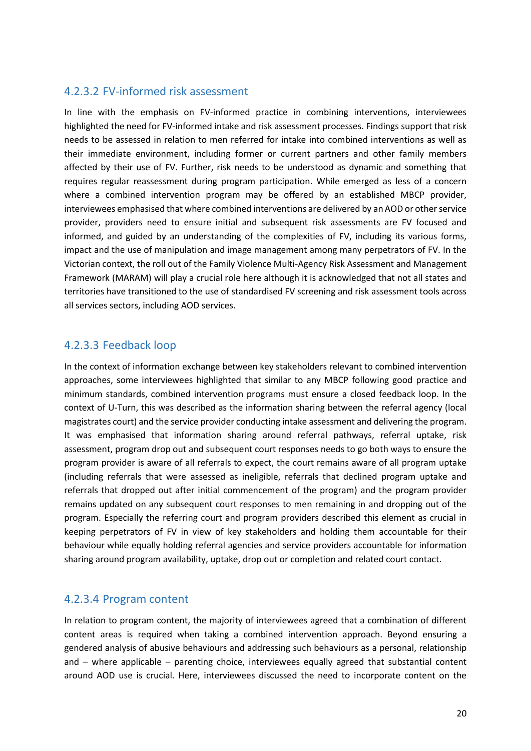#### 4.2.3.2 FV-informed risk assessment

In line with the emphasis on FV-informed practice in combining interventions, interviewees highlighted the need for FV-informed intake and risk assessment processes. Findings support that risk needs to be assessed in relation to men referred for intake into combined interventions as well as their immediate environment, including former or current partners and other family members affected by their use of FV. Further, risk needs to be understood as dynamic and something that requires regular reassessment during program participation. While emerged as less of a concern where a combined intervention program may be offered by an established MBCP provider, interviewees emphasised that where combined interventions are delivered by an AOD or other service provider, providers need to ensure initial and subsequent risk assessments are FV focused and informed, and guided by an understanding of the complexities of FV, including its various forms, impact and the use of manipulation and image management among many perpetrators of FV. In the Victorian context, the roll out of the Family Violence Multi-Agency Risk Assessment and Management Framework (MARAM) will play a crucial role here although it is acknowledged that not all states and territories have transitioned to the use of standardised FV screening and risk assessment tools across all services sectors, including AOD services.

#### 4.2.3.3 Feedback loop

In the context of information exchange between key stakeholders relevant to combined intervention approaches, some interviewees highlighted that similar to any MBCP following good practice and minimum standards, combined intervention programs must ensure a closed feedback loop. In the context of U-Turn, this was described as the information sharing between the referral agency (local magistrates court) and the service provider conducting intake assessment and delivering the program. It was emphasised that information sharing around referral pathways, referral uptake, risk assessment, program drop out and subsequent court responses needs to go both ways to ensure the program provider is aware of all referrals to expect, the court remains aware of all program uptake (including referrals that were assessed as ineligible, referrals that declined program uptake and referrals that dropped out after initial commencement of the program) and the program provider remains updated on any subsequent court responses to men remaining in and dropping out of the program. Especially the referring court and program providers described this element as crucial in keeping perpetrators of FV in view of key stakeholders and holding them accountable for their behaviour while equally holding referral agencies and service providers accountable for information sharing around program availability, uptake, drop out or completion and related court contact.

#### 4.2.3.4 Program content

In relation to program content, the majority of interviewees agreed that a combination of different content areas is required when taking a combined intervention approach. Beyond ensuring a gendered analysis of abusive behaviours and addressing such behaviours as a personal, relationship and – where applicable – parenting choice, interviewees equally agreed that substantial content around AOD use is crucial. Here, interviewees discussed the need to incorporate content on the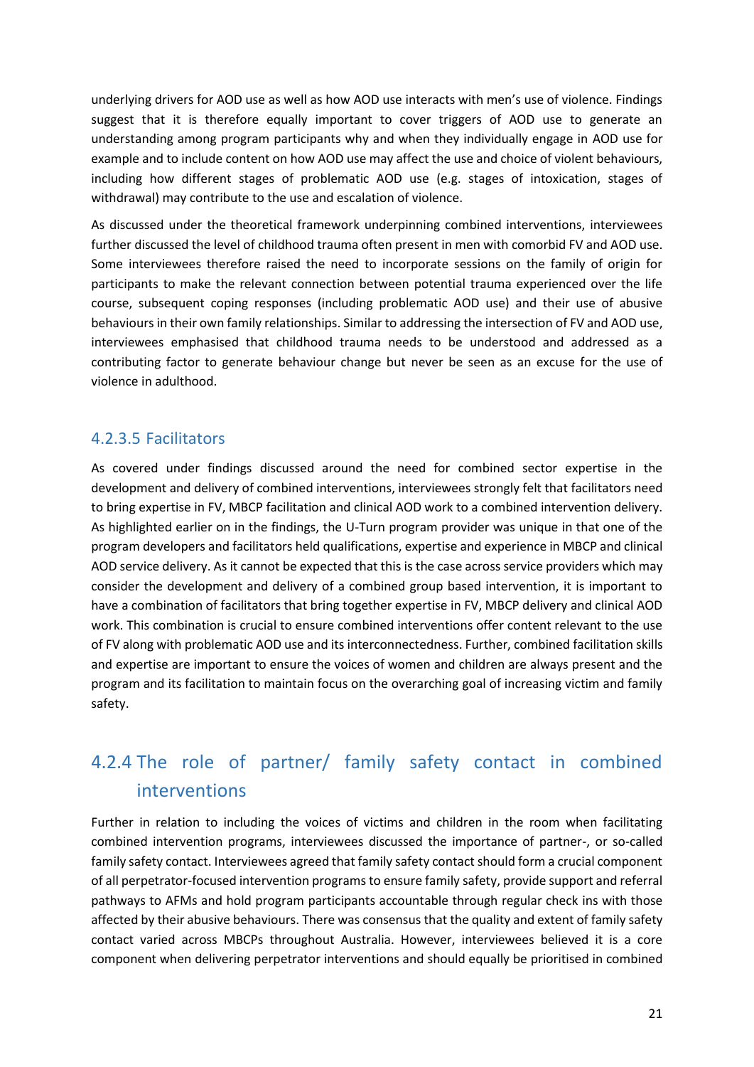underlying drivers for AOD use as well as how AOD use interacts with men's use of violence. Findings suggest that it is therefore equally important to cover triggers of AOD use to generate an understanding among program participants why and when they individually engage in AOD use for example and to include content on how AOD use may affect the use and choice of violent behaviours, including how different stages of problematic AOD use (e.g. stages of intoxication, stages of withdrawal) may contribute to the use and escalation of violence.

As discussed under the theoretical framework underpinning combined interventions, interviewees further discussed the level of childhood trauma often present in men with comorbid FV and AOD use. Some interviewees therefore raised the need to incorporate sessions on the family of origin for participants to make the relevant connection between potential trauma experienced over the life course, subsequent coping responses (including problematic AOD use) and their use of abusive behaviours in their own family relationships. Similar to addressing the intersection of FV and AOD use, interviewees emphasised that childhood trauma needs to be understood and addressed as a contributing factor to generate behaviour change but never be seen as an excuse for the use of violence in adulthood.

### 4.2.3.5 Facilitators

As covered under findings discussed around the need for combined sector expertise in the development and delivery of combined interventions, interviewees strongly felt that facilitators need to bring expertise in FV, MBCP facilitation and clinical AOD work to a combined intervention delivery. As highlighted earlier on in the findings, the U-Turn program provider was unique in that one of the program developers and facilitators held qualifications, expertise and experience in MBCP and clinical AOD service delivery. As it cannot be expected that this is the case across service providers which may consider the development and delivery of a combined group based intervention, it is important to have a combination of facilitators that bring together expertise in FV, MBCP delivery and clinical AOD work. This combination is crucial to ensure combined interventions offer content relevant to the use of FV along with problematic AOD use and its interconnectedness. Further, combined facilitation skills and expertise are important to ensure the voices of women and children are always present and the program and its facilitation to maintain focus on the overarching goal of increasing victim and family safety.

## 4.2.4 The role of partner/ family safety contact in combined interventions

Further in relation to including the voices of victims and children in the room when facilitating combined intervention programs, interviewees discussed the importance of partner-, or so-called family safety contact. Interviewees agreed that family safety contact should form a crucial component of all perpetrator-focused intervention programs to ensure family safety, provide support and referral pathways to AFMs and hold program participants accountable through regular check ins with those affected by their abusive behaviours. There was consensus that the quality and extent of family safety contact varied across MBCPs throughout Australia. However, interviewees believed it is a core component when delivering perpetrator interventions and should equally be prioritised in combined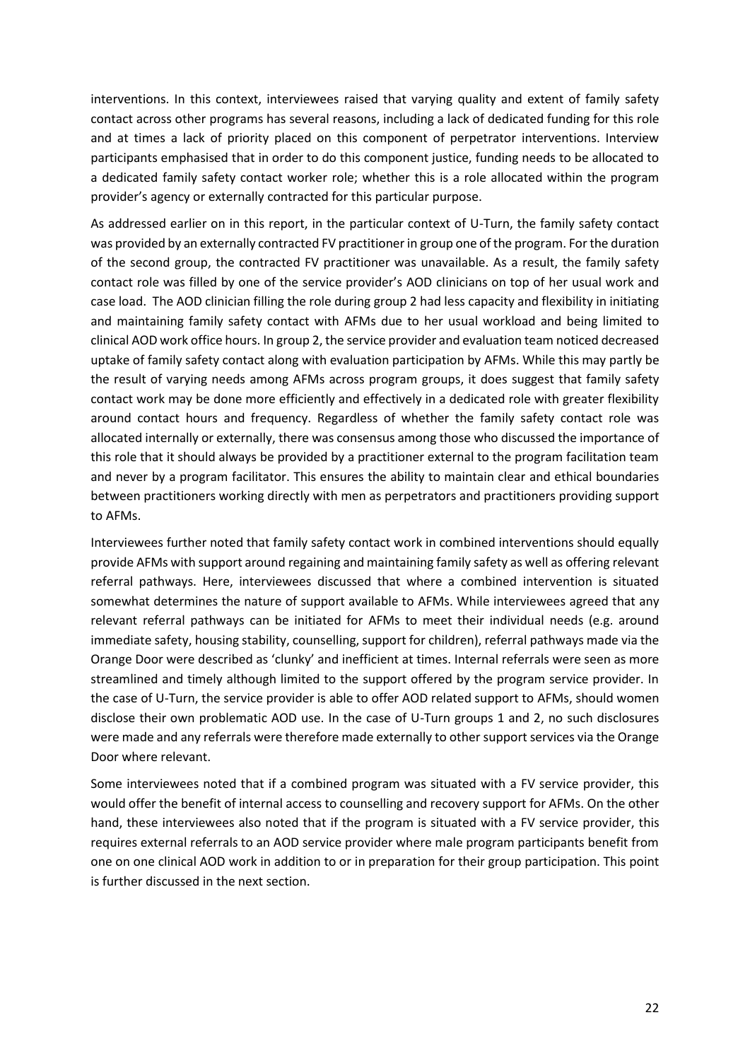interventions. In this context, interviewees raised that varying quality and extent of family safety contact across other programs has several reasons, including a lack of dedicated funding for this role and at times a lack of priority placed on this component of perpetrator interventions. Interview participants emphasised that in order to do this component justice, funding needs to be allocated to a dedicated family safety contact worker role; whether this is a role allocated within the program provider's agency or externally contracted for this particular purpose.

As addressed earlier on in this report, in the particular context of U-Turn, the family safety contact was provided by an externally contracted FV practitioner in group one of the program. For the duration of the second group, the contracted FV practitioner was unavailable. As a result, the family safety contact role was filled by one of the service provider's AOD clinicians on top of her usual work and case load. The AOD clinician filling the role during group 2 had less capacity and flexibility in initiating and maintaining family safety contact with AFMs due to her usual workload and being limited to clinical AOD work office hours. In group 2, the service provider and evaluation team noticed decreased uptake of family safety contact along with evaluation participation by AFMs. While this may partly be the result of varying needs among AFMs across program groups, it does suggest that family safety contact work may be done more efficiently and effectively in a dedicated role with greater flexibility around contact hours and frequency. Regardless of whether the family safety contact role was allocated internally or externally, there was consensus among those who discussed the importance of this role that it should always be provided by a practitioner external to the program facilitation team and never by a program facilitator. This ensures the ability to maintain clear and ethical boundaries between practitioners working directly with men as perpetrators and practitioners providing support to AFMs.

Interviewees further noted that family safety contact work in combined interventions should equally provide AFMs with support around regaining and maintaining family safety as well as offering relevant referral pathways. Here, interviewees discussed that where a combined intervention is situated somewhat determines the nature of support available to AFMs. While interviewees agreed that any relevant referral pathways can be initiated for AFMs to meet their individual needs (e.g. around immediate safety, housing stability, counselling, support for children), referral pathways made via the Orange Door were described as 'clunky' and inefficient at times. Internal referrals were seen as more streamlined and timely although limited to the support offered by the program service provider. In the case of U-Turn, the service provider is able to offer AOD related support to AFMs, should women disclose their own problematic AOD use. In the case of U-Turn groups 1 and 2, no such disclosures were made and any referrals were therefore made externally to other support services via the Orange Door where relevant.

Some interviewees noted that if a combined program was situated with a FV service provider, this would offer the benefit of internal access to counselling and recovery support for AFMs. On the other hand, these interviewees also noted that if the program is situated with a FV service provider, this requires external referrals to an AOD service provider where male program participants benefit from one on one clinical AOD work in addition to or in preparation for their group participation. This point is further discussed in the next section.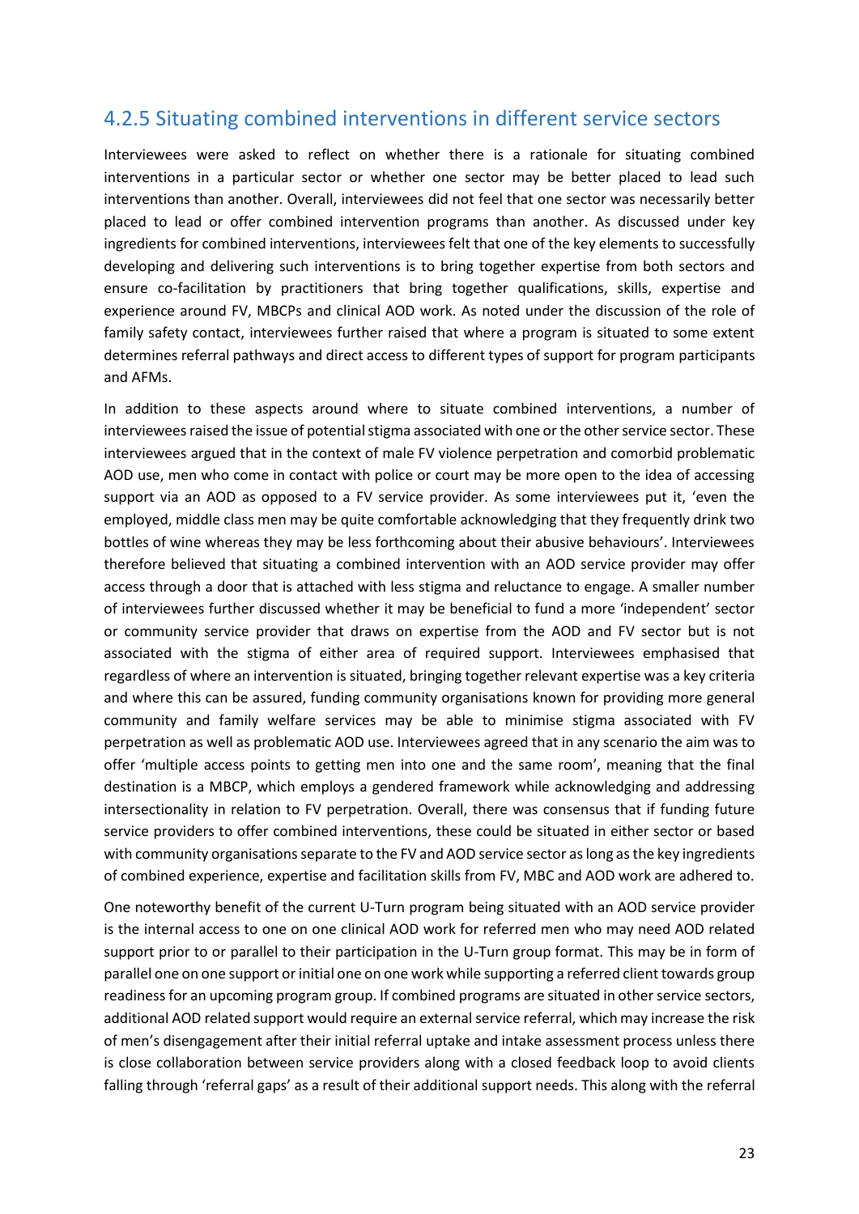## 4.2.5 Situating combined interventions in different service sectors

Interviewees were asked to reflect on whether there is a rationale for situating combined interventions in a particular sector or whether one sector may be better placed to lead such interventions than another. Overall, interviewees did not feel that one sector was necessarily better placed to lead or offer combined intervention programs than another. As discussed under key ingredients for combined interventions, interviewees felt that one of the key elements to successfully developing and delivering such interventions is to bring together expertise from both sectors and ensure co-facilitation by practitioners that bring together qualifications, skills, expertise and experience around FV, MBCPs and clinical AOD work. As noted under the discussion of the role of family safety contact, interviewees further raised that where a program is situated to some extent determines referral pathways and direct access to different types of support for program participants and AFMs.

In addition to these aspects around where to situate combined interventions, a number of interviewees raised the issue of potential stigma associated with one or the other service sector. These interviewees argued that in the context of male FV violence perpetration and comorbid problematic AOD use, men who come in contact with police or court may be more open to the idea of accessing support via an AOD as opposed to a FV service provider. As some interviewees put it, 'even the employed, middle class men may be quite comfortable acknowledging that they frequently drink two bottles of wine whereas they may be less forthcoming about their abusive behaviours'. Interviewees therefore believed that situating a combined intervention with an AOD service provider may offer access through a door that is attached with less stigma and reluctance to engage. A smaller number of interviewees further discussed whether it may be beneficial to fund a more 'independent' sector or community service provider that draws on expertise from the AOD and FV sector but is not associated with the stigma of either area of required support. Interviewees emphasised that regardless of where an intervention is situated, bringing together relevant expertise was a key criteria and where this can be assured, funding community organisations known for providing more general community and family welfare services may be able to minimise stigma associated with FV perpetration as well as problematic AOD use. Interviewees agreed that in any scenario the aim was to offer 'multiple access points to getting men into one and the same room', meaning that the final destination is a MBCP, which employs a gendered framework while acknowledging and addressing intersectionality in relation to FV perpetration. Overall, there was consensus that if funding future service providers to offer combined interventions, these could be situated in either sector or based with community organisations separate to the FV and AOD service sector as long as the key ingredients of combined experience, expertise and facilitation skills from FV, MBC and AOD work are adhered to.

One noteworthy benefit of the current U-Turn program being situated with an AOD service provider is the internal access to one on one clinical AOD work for referred men who may need AOD related support prior to or parallel to their participation in the U-Turn group format. This may be in form of parallel one on one support or initial one on one work while supporting a referred client towards group readiness for an upcoming program group. If combined programs are situated in other service sectors, additional AOD related support would require an external service referral, which may increase the risk of men's disengagement after their initial referral uptake and intake assessment process unless there is close collaboration between service providers along with a closed feedback loop to avoid clients falling through 'referral gaps' as a result of their additional support needs. This along with the referral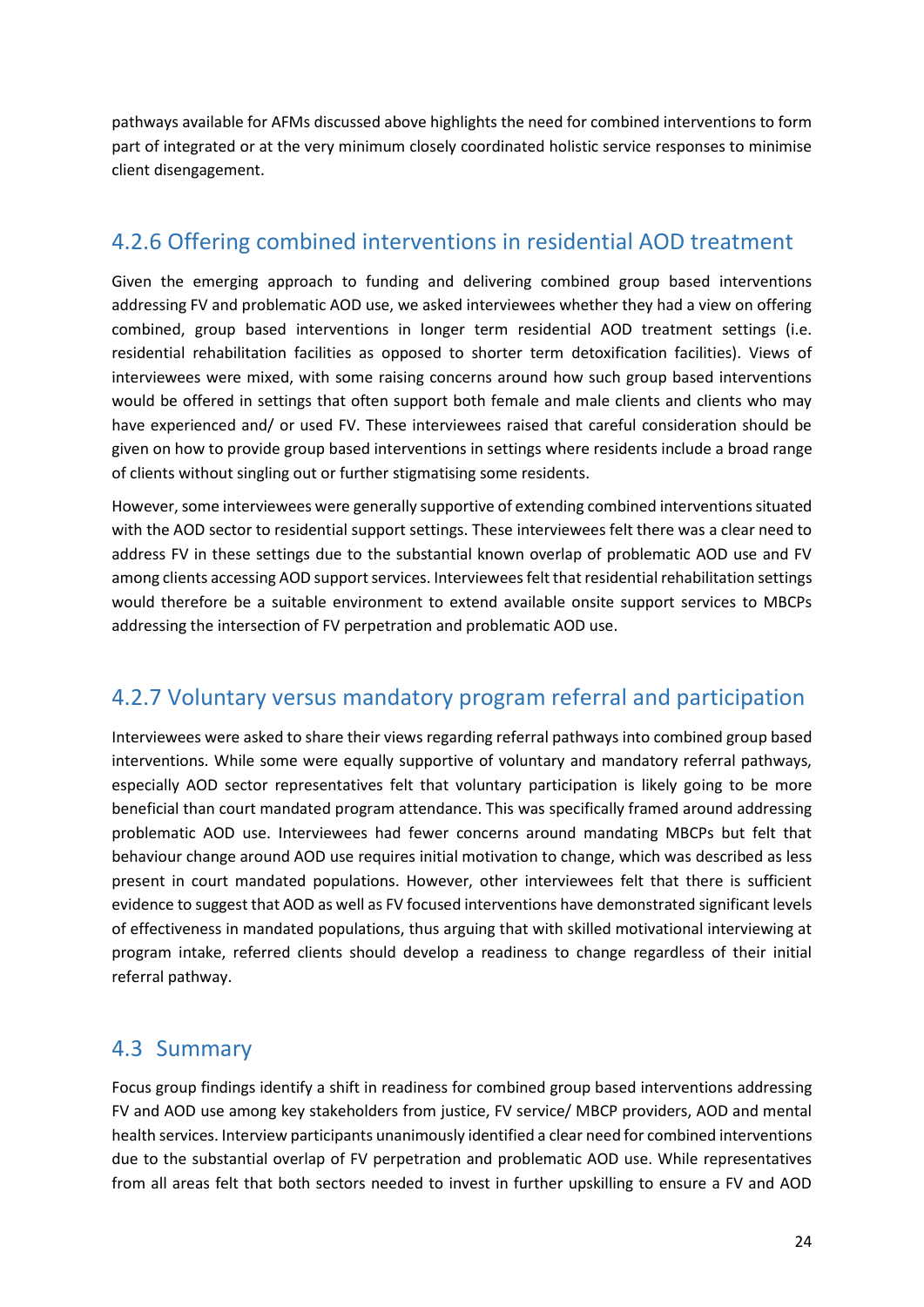pathways available for AFMs discussed above highlights the need for combined interventions to form part of integrated or at the very minimum closely coordinated holistic service responses to minimise client disengagement.

### 4.2.6 Offering combined interventions in residential AOD treatment

Given the emerging approach to funding and delivering combined group based interventions addressing FV and problematic AOD use, we asked interviewees whether they had a view on offering combined, group based interventions in longer term residential AOD treatment settings (i.e. residential rehabilitation facilities as opposed to shorter term detoxification facilities). Views of interviewees were mixed, with some raising concerns around how such group based interventions would be offered in settings that often support both female and male clients and clients who may have experienced and/ or used FV. These interviewees raised that careful consideration should be given on how to provide group based interventions in settings where residents include a broad range of clients without singling out or further stigmatising some residents.

However, some interviewees were generally supportive of extending combined interventions situated with the AOD sector to residential support settings. These interviewees felt there was a clear need to address FV in these settings due to the substantial known overlap of problematic AOD use and FV among clients accessing AOD support services. Interviewees felt that residential rehabilitation settings would therefore be a suitable environment to extend available onsite support services to MBCPs addressing the intersection of FV perpetration and problematic AOD use.

### 4.2.7 Voluntary versus mandatory program referral and participation

Interviewees were asked to share their views regarding referral pathways into combined group based interventions. While some were equally supportive of voluntary and mandatory referral pathways, especially AOD sector representatives felt that voluntary participation is likely going to be more beneficial than court mandated program attendance. This was specifically framed around addressing problematic AOD use. Interviewees had fewer concerns around mandating MBCPs but felt that behaviour change around AOD use requires initial motivation to change, which was described as less present in court mandated populations. However, other interviewees felt that there is sufficient evidence to suggest that AOD as well as FV focused interventions have demonstrated significant levels of effectiveness in mandated populations, thus arguing that with skilled motivational interviewing at program intake, referred clients should develop a readiness to change regardless of their initial referral pathway.

## 4.3 Summary

Focus group findings identify a shift in readiness for combined group based interventions addressing FV and AOD use among key stakeholders from justice, FV service/ MBCP providers, AOD and mental health services. Interview participants unanimously identified a clear need for combined interventions due to the substantial overlap of FV perpetration and problematic AOD use. While representatives from all areas felt that both sectors needed to invest in further upskilling to ensure a FV and AOD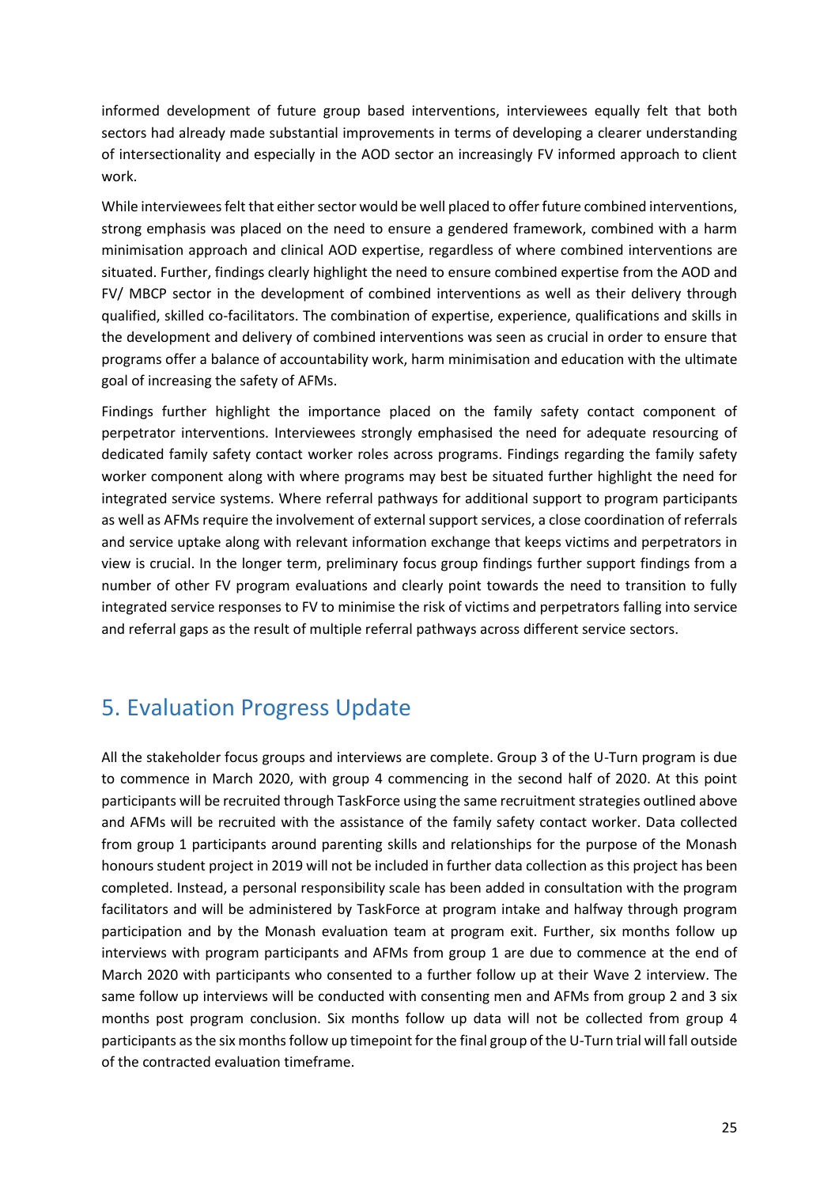informed development of future group based interventions, interviewees equally felt that both sectors had already made substantial improvements in terms of developing a clearer understanding of intersectionality and especially in the AOD sector an increasingly FV informed approach to client work.

While interviewees felt that either sector would be well placed to offer future combined interventions, strong emphasis was placed on the need to ensure a gendered framework, combined with a harm minimisation approach and clinical AOD expertise, regardless of where combined interventions are situated. Further, findings clearly highlight the need to ensure combined expertise from the AOD and FV/ MBCP sector in the development of combined interventions as well as their delivery through qualified, skilled co-facilitators. The combination of expertise, experience, qualifications and skills in the development and delivery of combined interventions was seen as crucial in order to ensure that programs offer a balance of accountability work, harm minimisation and education with the ultimate goal of increasing the safety of AFMs.

Findings further highlight the importance placed on the family safety contact component of perpetrator interventions. Interviewees strongly emphasised the need for adequate resourcing of dedicated family safety contact worker roles across programs. Findings regarding the family safety worker component along with where programs may best be situated further highlight the need for integrated service systems. Where referral pathways for additional support to program participants as well as AFMs require the involvement of external support services, a close coordination of referrals and service uptake along with relevant information exchange that keeps victims and perpetrators in view is crucial. In the longer term, preliminary focus group findings further support findings from a number of other FV program evaluations and clearly point towards the need to transition to fully integrated service responses to FV to minimise the risk of victims and perpetrators falling into service and referral gaps as the result of multiple referral pathways across different service sectors.

## 5. Evaluation Progress Update

All the stakeholder focus groups and interviews are complete. Group 3 of the U-Turn program is due to commence in March 2020, with group 4 commencing in the second half of 2020. At this point participants will be recruited through TaskForce using the same recruitment strategies outlined above and AFMs will be recruited with the assistance of the family safety contact worker. Data collected from group 1 participants around parenting skills and relationships for the purpose of the Monash honours student project in 2019 will not be included in further data collection as this project has been completed. Instead, a personal responsibility scale has been added in consultation with the program facilitators and will be administered by TaskForce at program intake and halfway through program participation and by the Monash evaluation team at program exit. Further, six months follow up interviews with program participants and AFMs from group 1 are due to commence at the end of March 2020 with participants who consented to a further follow up at their Wave 2 interview. The same follow up interviews will be conducted with consenting men and AFMs from group 2 and 3 six months post program conclusion. Six months follow up data will not be collected from group 4 participants as the six months follow up timepoint for the final group of the U-Turn trial will fall outside of the contracted evaluation timeframe.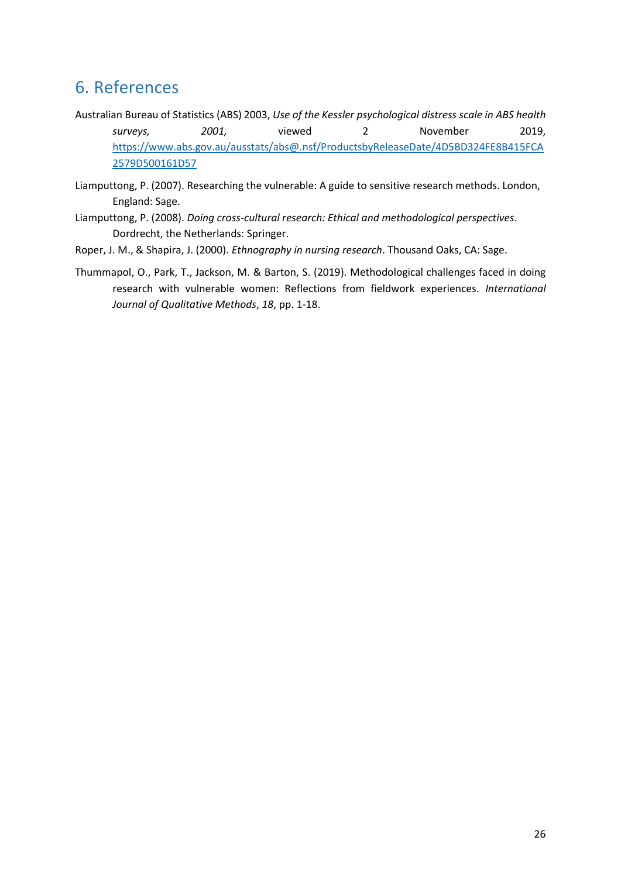# 6. References

Australian Bureau of Statistics (ABS) 2003, *Use of the Kessler psychological distress scale in ABS health surveys, 2001,* viewed 2 November 2019, https://www.abs.gov.au/ausstats/abs@.nsf/ProductsbyReleaseDate/4D5BD324FE8B415FCA2579D500161D57

Liamputtong, P. (2007). Researching the vulnerable: A guide to sensitive research methods. London, England: Sage.

Liamputtong, P. (2008). *Doing cross-cultural research: Ethical and methodological perspectives*. Dordrecht, the Netherlands: Springer.

Roper, J. M., & Shapira, J. (2000). *Ethnography in nursing research*. Thousand Oaks, CA: Sage.

Thummapol, O., Park, T., Jackson, M. & Barton, S. (2019). Methodological challenges faced in doing research with vulnerable women: Reflections from fieldwork experiences. *International Journal of Qualitative Methods*, *18*, pp. 1-18.